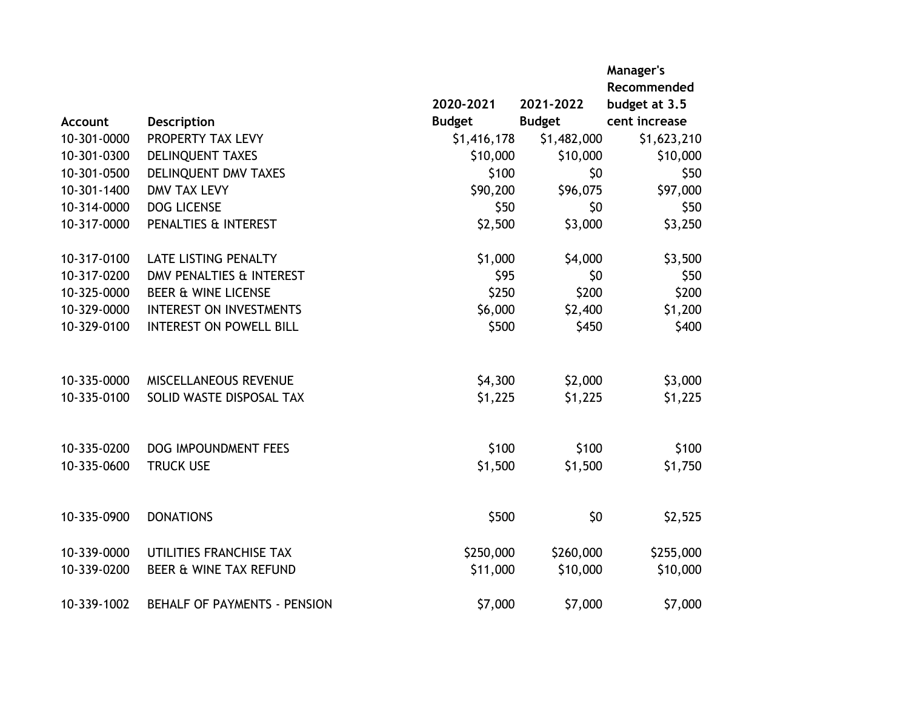| Account | Description | 2020-2021 Budget | 2021-2022 Budget | Manager's Recommended budget at 3.5 cent increase |
|---|---|---|---|---|
| 10-301-0000 | PROPERTY TAX LEVY | $1,416,178 | $1,482,000 | $1,623,210 |
| 10-301-0300 | DELINQUENT TAXES | $10,000 | $10,000 | $10,000 |
| 10-301-0500 | DELINQUENT DMV TAXES | $100 | $0 | $50 |
| 10-301-1400 | DMV TAX LEVY | $90,200 | $96,075 | $97,000 |
| 10-314-0000 | DOG LICENSE | $50 | $0 | $50 |
| 10-317-0000 | PENALTIES & INTEREST | $2,500 | $3,000 | $3,250 |
| 10-317-0100 | LATE LISTING PENALTY | $1,000 | $4,000 | $3,500 |
| 10-317-0200 | DMV PENALTIES & INTEREST | $95 | $0 | $50 |
| 10-325-0000 | BEER & WINE LICENSE | $250 | $200 | $200 |
| 10-329-0000 | INTEREST ON INVESTMENTS | $6,000 | $2,400 | $1,200 |
| 10-329-0100 | INTEREST ON POWELL BILL | $500 | $450 | $400 |
| 10-335-0000 | MISCELLANEOUS REVENUE | $4,300 | $2,000 | $3,000 |
| 10-335-0100 | SOLID WASTE DISPOSAL TAX | $1,225 | $1,225 | $1,225 |
| 10-335-0200 | DOG IMPOUNDMENT FEES | $100 | $100 | $100 |
| 10-335-0600 | TRUCK USE | $1,500 | $1,500 | $1,750 |
| 10-335-0900 | DONATIONS | $500 | $0 | $2,525 |
| 10-339-0000 | UTILITIES FRANCHISE TAX | $250,000 | $260,000 | $255,000 |
| 10-339-0200 | BEER & WINE TAX REFUND | $11,000 | $10,000 | $10,000 |
| 10-339-1002 | BEHALF OF PAYMENTS - PENSION | $7,000 | $7,000 | $7,000 |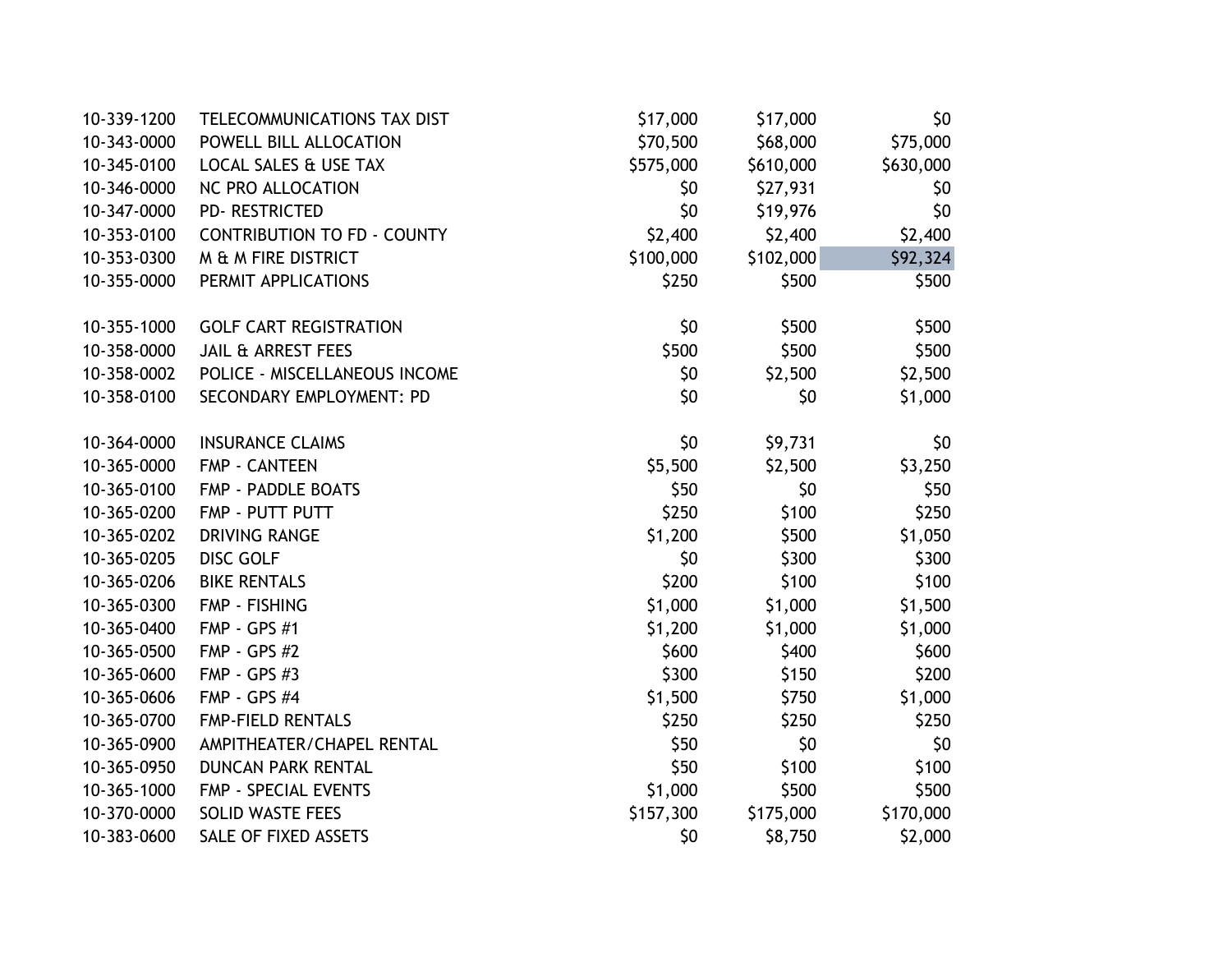| | | | | |
|---|---|---|---|---|
| 10-339-1200 | TELECOMMUNICATIONS TAX DIST | $17,000 | $17,000 | $0 |
| 10-343-0000 | POWELL BILL ALLOCATION | $70,500 | $68,000 | $75,000 |
| 10-345-0100 | LOCAL SALES & USE TAX | $575,000 | $610,000 | $630,000 |
| 10-346-0000 | NC PRO ALLOCATION | $0 | $27,931 | $0 |
| 10-347-0000 | PD- RESTRICTED | $0 | $19,976 | $0 |
| 10-353-0100 | CONTRIBUTION TO FD - COUNTY | $2,400 | $2,400 | $2,400 |
| 10-353-0300 | M & M FIRE DISTRICT | $100,000 | $102,000 | $92,324 |
| 10-355-0000 | PERMIT APPLICATIONS | $250 | $500 | $500 |
| | | | | |
| 10-355-1000 | GOLF CART REGISTRATION | $0 | $500 | $500 |
| 10-358-0000 | JAIL & ARREST FEES | $500 | $500 | $500 |
| 10-358-0002 | POLICE - MISCELLANEOUS INCOME | $0 | $2,500 | $2,500 |
| 10-358-0100 | SECONDARY EMPLOYMENT: PD | $0 | $0 | $1,000 |
| | | | | |
| 10-364-0000 | INSURANCE CLAIMS | $0 | $9,731 | $0 |
| 10-365-0000 | FMP - CANTEEN | $5,500 | $2,500 | $3,250 |
| 10-365-0100 | FMP - PADDLE BOATS | $50 | $0 | $50 |
| 10-365-0200 | FMP - PUTT PUTT | $250 | $100 | $250 |
| 10-365-0202 | DRIVING RANGE | $1,200 | $500 | $1,050 |
| 10-365-0205 | DISC GOLF | $0 | $300 | $300 |
| 10-365-0206 | BIKE RENTALS | $200 | $100 | $100 |
| 10-365-0300 | FMP - FISHING | $1,000 | $1,000 | $1,500 |
| 10-365-0400 | FMP - GPS #1 | $1,200 | $1,000 | $1,000 |
| 10-365-0500 | FMP - GPS #2 | $600 | $400 | $600 |
| 10-365-0600 | FMP - GPS #3 | $300 | $150 | $200 |
| 10-365-0606 | FMP - GPS #4 | $1,500 | $750 | $1,000 |
| 10-365-0700 | FMP-FIELD RENTALS | $250 | $250 | $250 |
| 10-365-0900 | AMPITHEATER/CHAPEL RENTAL | $50 | $0 | $0 |
| 10-365-0950 | DUNCAN PARK RENTAL | $50 | $100 | $100 |
| 10-365-1000 | FMP - SPECIAL EVENTS | $1,000 | $500 | $500 |
| 10-370-0000 | SOLID WASTE FEES | $157,300 | $175,000 | $170,000 |
| 10-383-0600 | SALE OF FIXED ASSETS | $0 | $8,750 | $2,000 |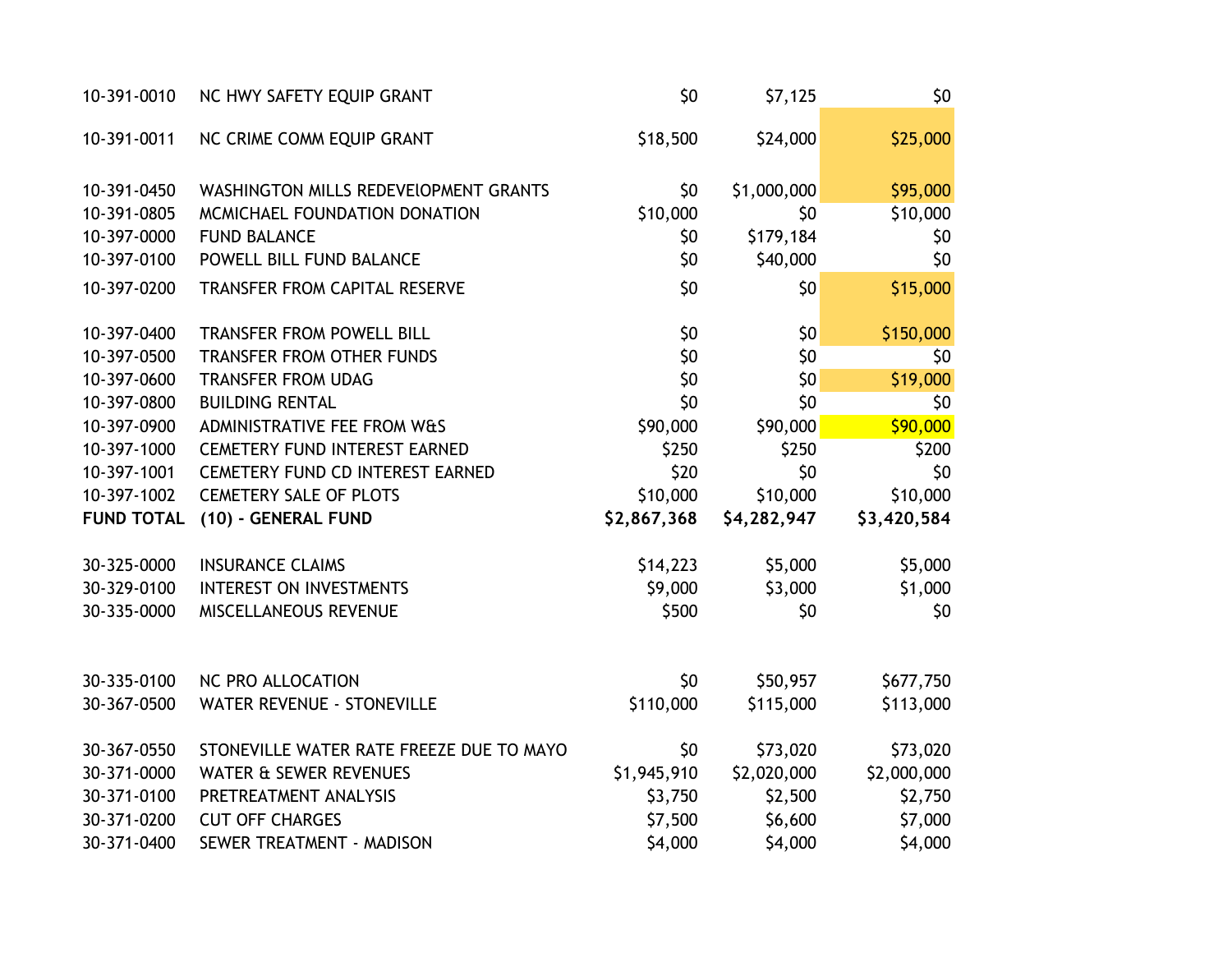| | | | | |
|---|---|---|---|---|
| 10-391-0010 | NC HWY SAFETY EQUIP GRANT | $0 | $7,125 | $0 |
| 10-391-0011 | NC CRIME COMM EQUIP GRANT | $18,500 | $24,000 | $25,000 |
| 10-391-0450 | WASHINGTON MILLS REDEVElOPMENT GRANTS | $0 | $1,000,000 | $95,000 |
| 10-391-0805 | MCMICHAEL FOUNDATION DONATION | $10,000 | $0 | $10,000 |
| 10-397-0000 | FUND BALANCE | $0 | $179,184 | $0 |
| 10-397-0100 | POWELL BILL FUND BALANCE | $0 | $40,000 | $0 |
| 10-397-0200 | TRANSFER FROM CAPITAL RESERVE | $0 | $0 | $15,000 |
| 10-397-0400 | TRANSFER FROM POWELL BILL | $0 | $0 | $150,000 |
| 10-397-0500 | TRANSFER FROM OTHER FUNDS | $0 | $0 | $0 |
| 10-397-0600 | TRANSFER FROM UDAG | $0 | $0 | $19,000 |
| 10-397-0800 | BUILDING RENTAL | $0 | $0 | $0 |
| 10-397-0900 | ADMINISTRATIVE FEE FROM W&S | $90,000 | $90,000 | $90,000 |
| 10-397-1000 | CEMETERY FUND INTEREST EARNED | $250 | $250 | $200 |
| 10-397-1001 | CEMETERY FUND CD INTEREST EARNED | $20 | $0 | $0 |
| 10-397-1002 | CEMETERY SALE OF PLOTS | $10,000 | $10,000 | $10,000 |
| **FUND TOTAL** | **(10) - GENERAL FUND** | **$2,867,368** | **$4,282,947** | **$3,420,584** |
| 30-325-0000 | INSURANCE CLAIMS | $14,223 | $5,000 | $5,000 |
| 30-329-0100 | INTEREST ON INVESTMENTS | $9,000 | $3,000 | $1,000 |
| 30-335-0000 | MISCELLANEOUS REVENUE | $500 | $0 | $0 |
| 30-335-0100 | NC PRO ALLOCATION | $0 | $50,957 | $677,750 |
| 30-367-0500 | WATER REVENUE - STONEVILLE | $110,000 | $115,000 | $113,000 |
| 30-367-0550 | STONEVILLE WATER RATE FREEZE DUE TO MAYO | $0 | $73,020 | $73,020 |
| 30-371-0000 | WATER & SEWER REVENUES | $1,945,910 | $2,020,000 | $2,000,000 |
| 30-371-0100 | PRETREATMENT ANALYSIS | $3,750 | $2,500 | $2,750 |
| 30-371-0200 | CUT OFF CHARGES | $7,500 | $6,600 | $7,000 |
| 30-371-0400 | SEWER TREATMENT - MADISON | $4,000 | $4,000 | $4,000 |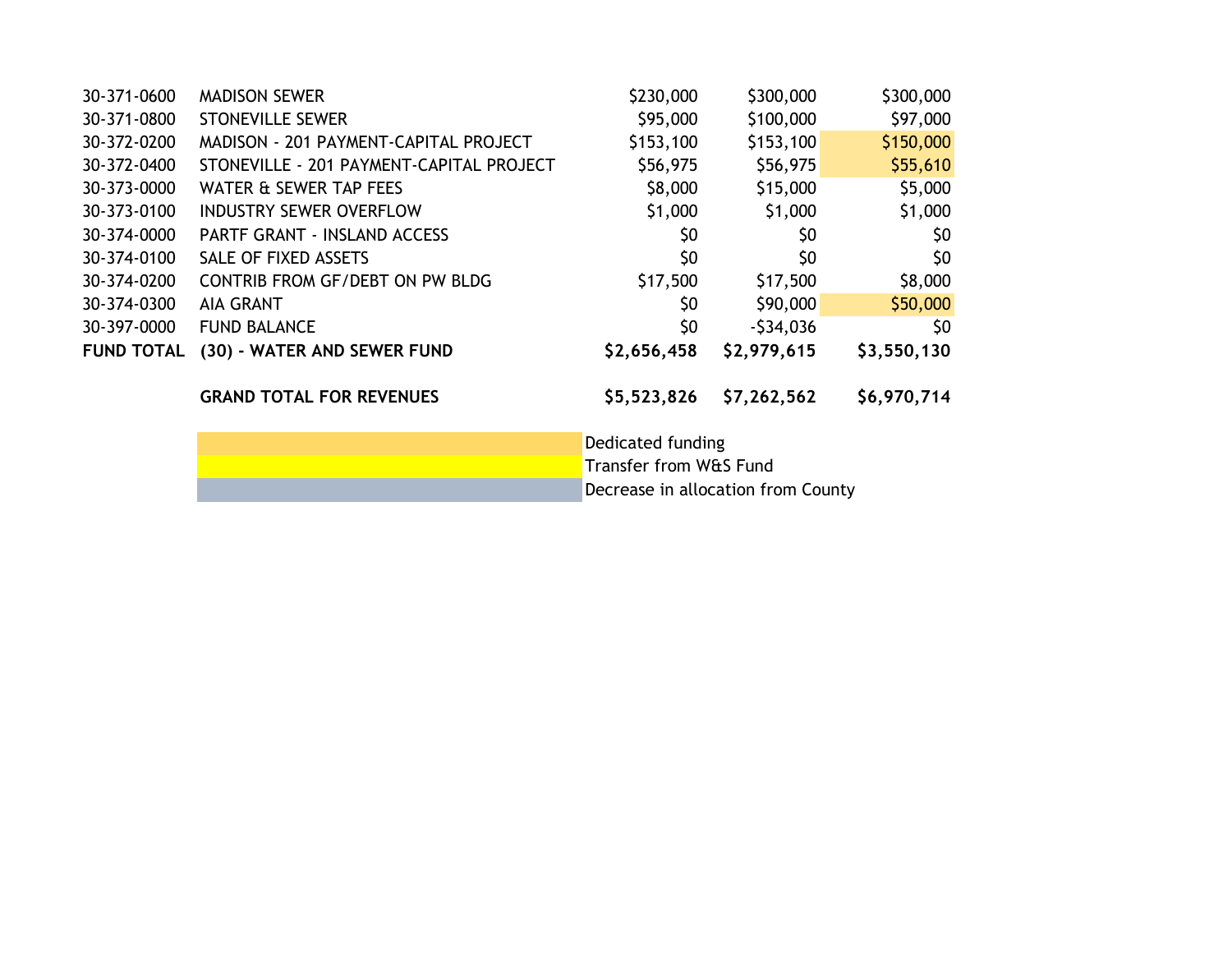| | | | | |
|---|---|---|---|---|
| 30-371-0600 | MADISON SEWER | $230,000 | $300,000 | $300,000 |
| 30-371-0800 | STONEVILLE SEWER | $95,000 | $100,000 | $97,000 |
| 30-372-0200 | MADISON - 201 PAYMENT-CAPITAL PROJECT | $153,100 | $153,100 | $150,000 |
| 30-372-0400 | STONEVILLE - 201 PAYMENT-CAPITAL PROJECT | $56,975 | $56,975 | $55,610 |
| 30-373-0000 | WATER & SEWER TAP FEES | $8,000 | $15,000 | $5,000 |
| 30-373-0100 | INDUSTRY SEWER OVERFLOW | $1,000 | $1,000 | $1,000 |
| 30-374-0000 | PARTF GRANT - INSLAND ACCESS | $0 | $0 | $0 |
| 30-374-0100 | SALE OF FIXED ASSETS | $0 | $0 | $0 |
| 30-374-0200 | CONTRIB FROM GF/DEBT ON PW BLDG | $17,500 | $17,500 | $8,000 |
| 30-374-0300 | AIA GRANT | $0 | $90,000 | $50,000 |
| 30-397-0000 | FUND BALANCE | $0 | -$34,036 | $0 |
| **FUND TOTAL** | **(30) - WATER AND SEWER FUND** | **$2,656,458** | **$2,979,615** | **$3,550,130** |
| | **GRAND TOTAL FOR REVENUES** | **$5,523,826** | **$7,262,562** | **$6,970,714** |

Dedicated funding

Transfer from W&S Fund

Decrease in allocation from County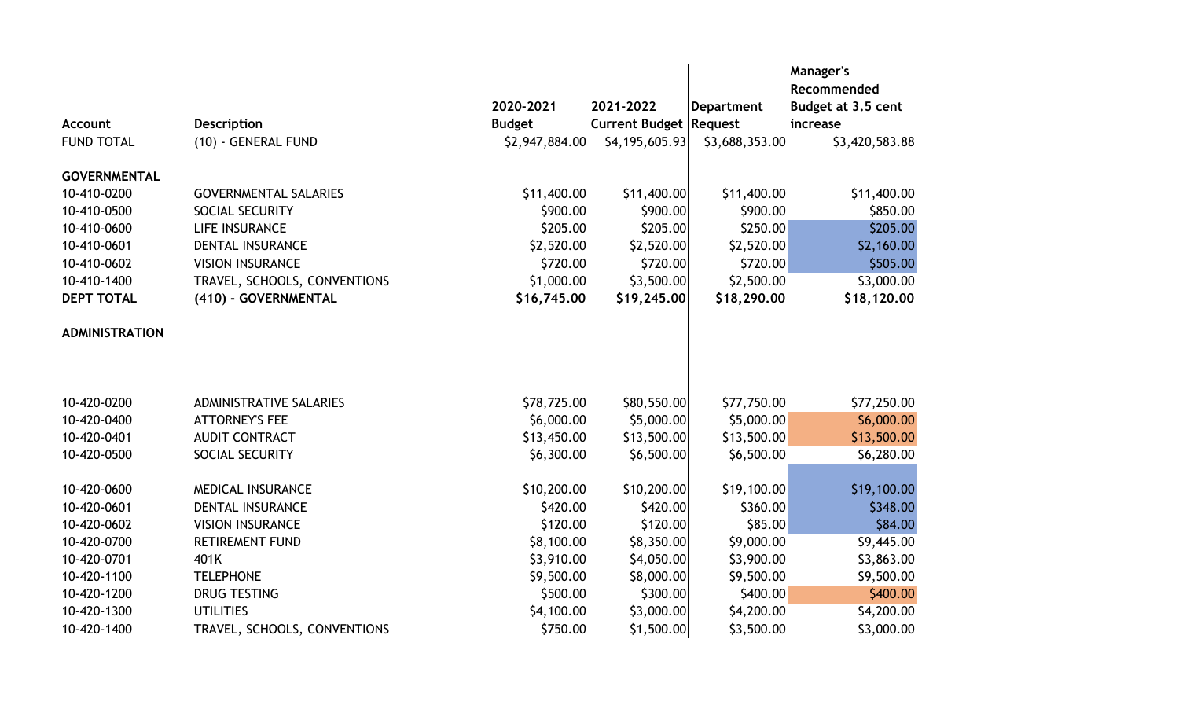| Account | Description | 2020-2021 Budget | 2021-2022 Current Budget | Department Request | Manager's Recommended Budget at 3.5 cent increase |
|---|---|---|---|---|---|
| FUND TOTAL | (10) - GENERAL FUND | $2,947,884.00 | $4,195,605.93 | $3,688,353.00 | $3,420,583.88 |
| **GOVERNMENTAL** | | | | | |
| 10-410-0200 | GOVERNMENTAL SALARIES | $11,400.00 | $11,400.00 | $11,400.00 | $11,400.00 |
| 10-410-0500 | SOCIAL SECURITY | $900.00 | $900.00 | $900.00 | $850.00 |
| 10-410-0600 | LIFE INSURANCE | $205.00 | $205.00 | $250.00 | $205.00 |
| 10-410-0601 | DENTAL INSURANCE | $2,520.00 | $2,520.00 | $2,520.00 | $2,160.00 |
| 10-410-0602 | VISION INSURANCE | $720.00 | $720.00 | $720.00 | $505.00 |
| 10-410-1400 | TRAVEL, SCHOOLS, CONVENTIONS | $1,000.00 | $3,500.00 | $2,500.00 | $3,000.00 |
| **DEPT TOTAL** | **(410) - GOVERNMENTAL** | **$16,745.00** | **$19,245.00** | **$18,290.00** | **$18,120.00** |
| **ADMINISTRATION** | | | | | |
| 10-420-0200 | ADMINISTRATIVE SALARIES | $78,725.00 | $80,550.00 | $77,750.00 | $77,250.00 |
| 10-420-0400 | ATTORNEY'S FEE | $6,000.00 | $5,000.00 | $5,000.00 | $6,000.00 |
| 10-420-0401 | AUDIT CONTRACT | $13,450.00 | $13,500.00 | $13,500.00 | $13,500.00 |
| 10-420-0500 | SOCIAL SECURITY | $6,300.00 | $6,500.00 | $6,500.00 | $6,280.00 |
| 10-420-0600 | MEDICAL INSURANCE | $10,200.00 | $10,200.00 | $19,100.00 | $19,100.00 |
| 10-420-0601 | DENTAL INSURANCE | $420.00 | $420.00 | $360.00 | $348.00 |
| 10-420-0602 | VISION INSURANCE | $120.00 | $120.00 | $85.00 | $84.00 |
| 10-420-0700 | RETIREMENT FUND | $8,100.00 | $8,350.00 | $9,000.00 | $9,445.00 |
| 10-420-0701 | 401K | $3,910.00 | $4,050.00 | $3,900.00 | $3,863.00 |
| 10-420-1100 | TELEPHONE | $9,500.00 | $8,000.00 | $9,500.00 | $9,500.00 |
| 10-420-1200 | DRUG TESTING | $500.00 | $300.00 | $400.00 | $400.00 |
| 10-420-1300 | UTILITIES | $4,100.00 | $3,000.00 | $4,200.00 | $4,200.00 |
| 10-420-1400 | TRAVEL, SCHOOLS, CONVENTIONS | $750.00 | $1,500.00 | $3,500.00 | $3,000.00 |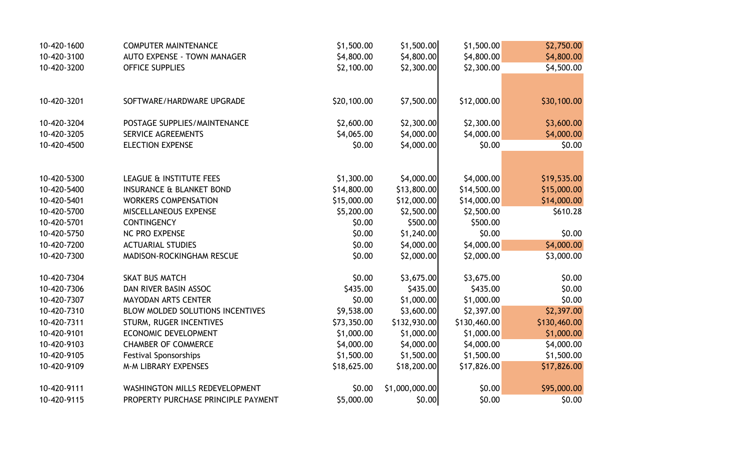| | | | | | |
|---|---|---|---|---|---|
| 10-420-1600 | COMPUTER MAINTENANCE | $1,500.00 | $1,500.00 | $1,500.00 | $2,750.00 |
| 10-420-3100 | AUTO EXPENSE - TOWN MANAGER | $4,800.00 | $4,800.00 | $4,800.00 | $4,800.00 |
| 10-420-3200 | OFFICE SUPPLIES | $2,100.00 | $2,300.00 | $2,300.00 | $4,500.00 |
| 10-420-3201 | SOFTWARE/HARDWARE UPGRADE | $20,100.00 | $7,500.00 | $12,000.00 | $30,100.00 |
| 10-420-3204 | POSTAGE SUPPLIES/MAINTENANCE | $2,600.00 | $2,300.00 | $2,300.00 | $3,600.00 |
| 10-420-3205 | SERVICE AGREEMENTS | $4,065.00 | $4,000.00 | $4,000.00 | $4,000.00 |
| 10-420-4500 | ELECTION EXPENSE | $0.00 | $4,000.00 | $0.00 | $0.00 |
| 10-420-5300 | LEAGUE & INSTITUTE FEES | $1,300.00 | $4,000.00 | $4,000.00 | $19,535.00 |
| 10-420-5400 | INSURANCE & BLANKET BOND | $14,800.00 | $13,800.00 | $14,500.00 | $15,000.00 |
| 10-420-5401 | WORKERS COMPENSATION | $15,000.00 | $12,000.00 | $14,000.00 | $14,000.00 |
| 10-420-5700 | MISCELLANEOUS EXPENSE | $5,200.00 | $2,500.00 | $2,500.00 | $610.28 |
| 10-420-5701 | CONTINGENCY | $0.00 | $500.00 | $500.00 | |
| 10-420-5750 | NC PRO EXPENSE | $0.00 | $1,240.00 | $0.00 | $0.00 |
| 10-420-7200 | ACTUARIAL STUDIES | $0.00 | $4,000.00 | $4,000.00 | $4,000.00 |
| 10-420-7300 | MADISON-ROCKINGHAM RESCUE | $0.00 | $2,000.00 | $2,000.00 | $3,000.00 |
| 10-420-7304 | SKAT BUS MATCH | $0.00 | $3,675.00 | $3,675.00 | $0.00 |
| 10-420-7306 | DAN RIVER BASIN ASSOC | $435.00 | $435.00 | $435.00 | $0.00 |
| 10-420-7307 | MAYODAN ARTS CENTER | $0.00 | $1,000.00 | $1,000.00 | $0.00 |
| 10-420-7310 | BLOW MOLDED SOLUTIONS INCENTIVES | $9,538.00 | $3,600.00 | $2,397.00 | $2,397.00 |
| 10-420-7311 | STURM, RUGER INCENTIVES | $73,350.00 | $132,930.00 | $130,460.00 | $130,460.00 |
| 10-420-9101 | ECONOMIC DEVELOPMENT | $1,000.00 | $1,000.00 | $1,000.00 | $1,000.00 |
| 10-420-9103 | CHAMBER OF COMMERCE | $4,000.00 | $4,000.00 | $4,000.00 | $4,000.00 |
| 10-420-9105 | Festival Sponsorships | $1,500.00 | $1,500.00 | $1,500.00 | $1,500.00 |
| 10-420-9109 | M-M LIBRARY EXPENSES | $18,625.00 | $18,200.00 | $17,826.00 | $17,826.00 |
| 10-420-9111 | WASHINGTON MILLS REDEVELOPMENT | $0.00 | $1,000,000.00 | $0.00 | $95,000.00 |
| 10-420-9115 | PROPERTY PURCHASE PRINCIPLE PAYMENT | $5,000.00 | $0.00 | $0.00 | $0.00 |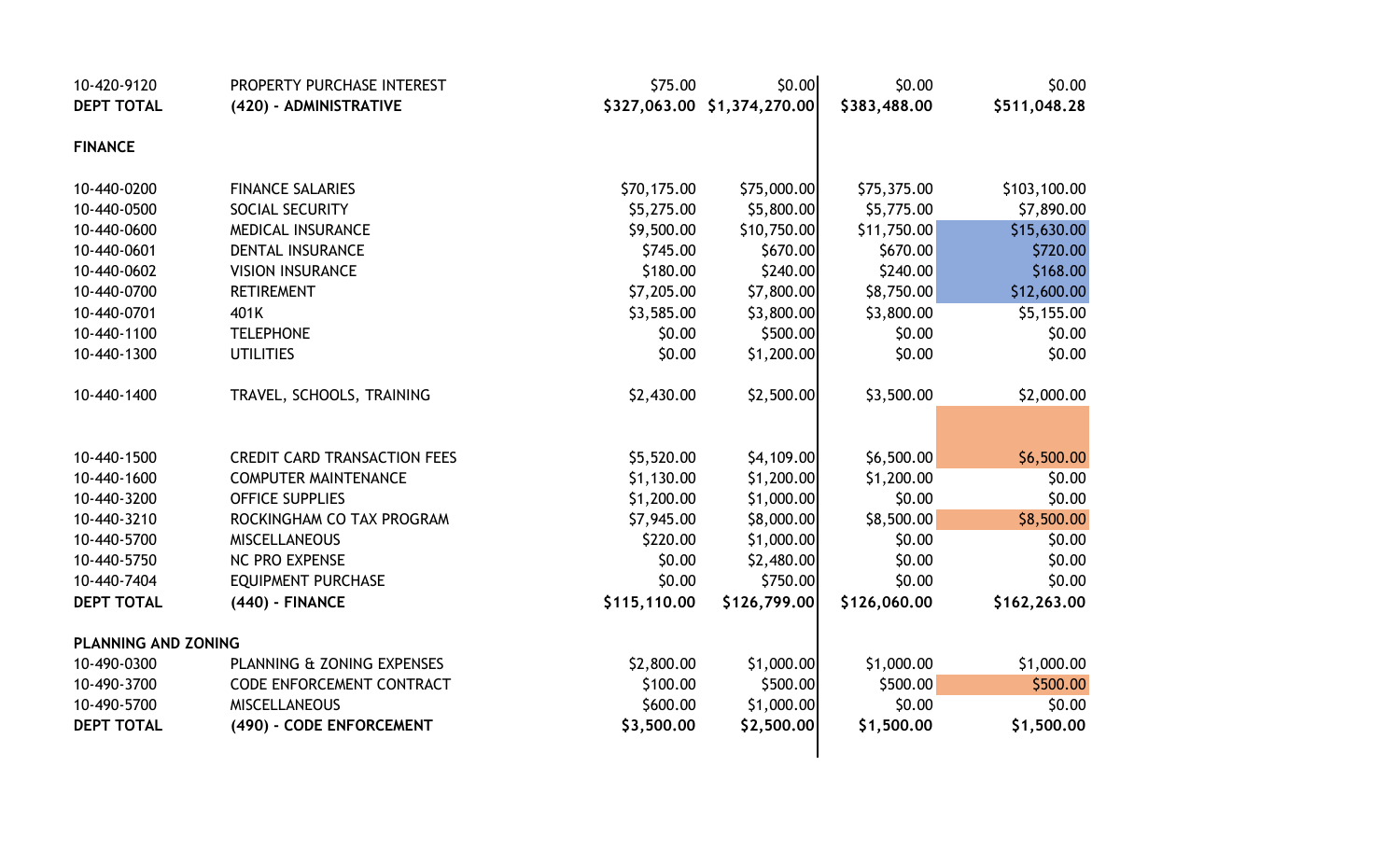| | | | | | |
|---|---|---|---|---|---|
| 10-420-9120 | PROPERTY PURCHASE INTEREST | $75.00 | $0.00 | $0.00 | $0.00 |
| **DEPT TOTAL** | **(420) - ADMINISTRATIVE** | **$327,063.00** | **$1,374,270.00** | **$383,488.00** | **$511,048.28** |
| **FINANCE** | | | | | |
| 10-440-0200 | FINANCE SALARIES | $70,175.00 | $75,000.00 | $75,375.00 | $103,100.00 |
| 10-440-0500 | SOCIAL SECURITY | $5,275.00 | $5,800.00 | $5,775.00 | $7,890.00 |
| 10-440-0600 | MEDICAL INSURANCE | $9,500.00 | $10,750.00 | $11,750.00 | $15,630.00 |
| 10-440-0601 | DENTAL INSURANCE | $745.00 | $670.00 | $670.00 | $720.00 |
| 10-440-0602 | VISION INSURANCE | $180.00 | $240.00 | $240.00 | $168.00 |
| 10-440-0700 | RETIREMENT | $7,205.00 | $7,800.00 | $8,750.00 | $12,600.00 |
| 10-440-0701 | 401K | $3,585.00 | $3,800.00 | $3,800.00 | $5,155.00 |
| 10-440-1100 | TELEPHONE | $0.00 | $500.00 | $0.00 | $0.00 |
| 10-440-1300 | UTILITIES | $0.00 | $1,200.00 | $0.00 | $0.00 |
| 10-440-1400 | TRAVEL, SCHOOLS, TRAINING | $2,430.00 | $2,500.00 | $3,500.00 | $2,000.00 |
| 10-440-1500 | CREDIT CARD TRANSACTION FEES | $5,520.00 | $4,109.00 | $6,500.00 | $6,500.00 |
| 10-440-1600 | COMPUTER MAINTENANCE | $1,130.00 | $1,200.00 | $1,200.00 | $0.00 |
| 10-440-3200 | OFFICE SUPPLIES | $1,200.00 | $1,000.00 | $0.00 | $0.00 |
| 10-440-3210 | ROCKINGHAM CO TAX PROGRAM | $7,945.00 | $8,000.00 | $8,500.00 | $8,500.00 |
| 10-440-5700 | MISCELLANEOUS | $220.00 | $1,000.00 | $0.00 | $0.00 |
| 10-440-5750 | NC PRO EXPENSE | $0.00 | $2,480.00 | $0.00 | $0.00 |
| 10-440-7404 | EQUIPMENT PURCHASE | $0.00 | $750.00 | $0.00 | $0.00 |
| **DEPT TOTAL** | **(440) - FINANCE** | **$115,110.00** | **$126,799.00** | **$126,060.00** | **$162,263.00** |
| **PLANNING AND ZONING** | | | | | |
| 10-490-0300 | PLANNING & ZONING EXPENSES | $2,800.00 | $1,000.00 | $1,000.00 | $1,000.00 |
| 10-490-3700 | CODE ENFORCEMENT CONTRACT | $100.00 | $500.00 | $500.00 | $500.00 |
| 10-490-5700 | MISCELLANEOUS | $600.00 | $1,000.00 | $0.00 | $0.00 |
| **DEPT TOTAL** | **(490) - CODE ENFORCEMENT** | **$3,500.00** | **$2,500.00** | **$1,500.00** | **$1,500.00** |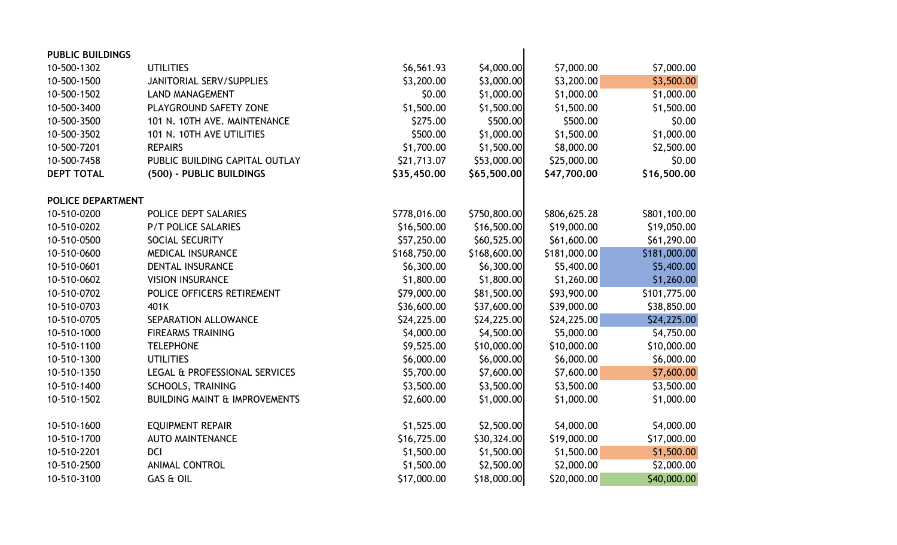| | | | | | |
|---|---|---|---|---|---|
| **PUBLIC BUILDINGS** | | | | | |
| 10-500-1302 | UTILITIES | $6,561.93 | $4,000.00 | $7,000.00 | $7,000.00 |
| 10-500-1500 | JANITORIAL SERV/SUPPLIES | $3,200.00 | $3,000.00 | $3,200.00 | $3,500.00 |
| 10-500-1502 | LAND MANAGEMENT | $0.00 | $1,000.00 | $1,000.00 | $1,000.00 |
| 10-500-3400 | PLAYGROUND SAFETY ZONE | $1,500.00 | $1,500.00 | $1,500.00 | $1,500.00 |
| 10-500-3500 | 101 N. 10TH AVE. MAINTENANCE | $275.00 | $500.00 | $500.00 | $0.00 |
| 10-500-3502 | 101 N. 10TH AVE UTILITIES | $500.00 | $1,000.00 | $1,500.00 | $1,000.00 |
| 10-500-7201 | REPAIRS | $1,700.00 | $1,500.00 | $8,000.00 | $2,500.00 |
| 10-500-7458 | PUBLIC BUILDING CAPITAL OUTLAY | $21,713.07 | $53,000.00 | $25,000.00 | $0.00 |
| **DEPT TOTAL** | **(500) - PUBLIC BUILDINGS** | **$35,450.00** | **$65,500.00** | **$47,700.00** | **$16,500.00** |
| | | | | | |
| **POLICE DEPARTMENT** | | | | | |
| 10-510-0200 | POLICE DEPT SALARIES | $778,016.00 | $750,800.00 | $806,625.28 | $801,100.00 |
| 10-510-0202 | P/T POLICE SALARIES | $16,500.00 | $16,500.00 | $19,000.00 | $19,050.00 |
| 10-510-0500 | SOCIAL SECURITY | $57,250.00 | $60,525.00 | $61,600.00 | $61,290.00 |
| 10-510-0600 | MEDICAL INSURANCE | $168,750.00 | $168,600.00 | $181,000.00 | $181,000.00 |
| 10-510-0601 | DENTAL INSURANCE | $6,300.00 | $6,300.00 | $5,400.00 | $5,400.00 |
| 10-510-0602 | VISION INSURANCE | $1,800.00 | $1,800.00 | $1,260.00 | $1,260.00 |
| 10-510-0702 | POLICE OFFICERS RETIREMENT | $79,000.00 | $81,500.00 | $93,900.00 | $101,775.00 |
| 10-510-0703 | 401K | $36,600.00 | $37,600.00 | $39,000.00 | $38,850.00 |
| 10-510-0705 | SEPARATION ALLOWANCE | $24,225.00 | $24,225.00 | $24,225.00 | $24,225.00 |
| 10-510-1000 | FIREARMS TRAINING | $4,000.00 | $4,500.00 | $5,000.00 | $4,750.00 |
| 10-510-1100 | TELEPHONE | $9,525.00 | $10,000.00 | $10,000.00 | $10,000.00 |
| 10-510-1300 | UTILITIES | $6,000.00 | $6,000.00 | $6,000.00 | $6,000.00 |
| 10-510-1350 | LEGAL & PROFESSIONAL SERVICES | $5,700.00 | $7,600.00 | $7,600.00 | $7,600.00 |
| 10-510-1400 | SCHOOLS, TRAINING | $3,500.00 | $3,500.00 | $3,500.00 | $3,500.00 |
| 10-510-1502 | BUILDING MAINT & IMPROVEMENTS | $2,600.00 | $1,000.00 | $1,000.00 | $1,000.00 |
| | | | | | |
| 10-510-1600 | EQUIPMENT REPAIR | $1,525.00 | $2,500.00 | $4,000.00 | $4,000.00 |
| 10-510-1700 | AUTO MAINTENANCE | $16,725.00 | $30,324.00 | $19,000.00 | $17,000.00 |
| 10-510-2201 | DCI | $1,500.00 | $1,500.00 | $1,500.00 | $1,500.00 |
| 10-510-2500 | ANIMAL CONTROL | $1,500.00 | $2,500.00 | $2,000.00 | $2,000.00 |
| 10-510-3100 | GAS & OIL | $17,000.00 | $18,000.00 | $20,000.00 | $40,000.00 |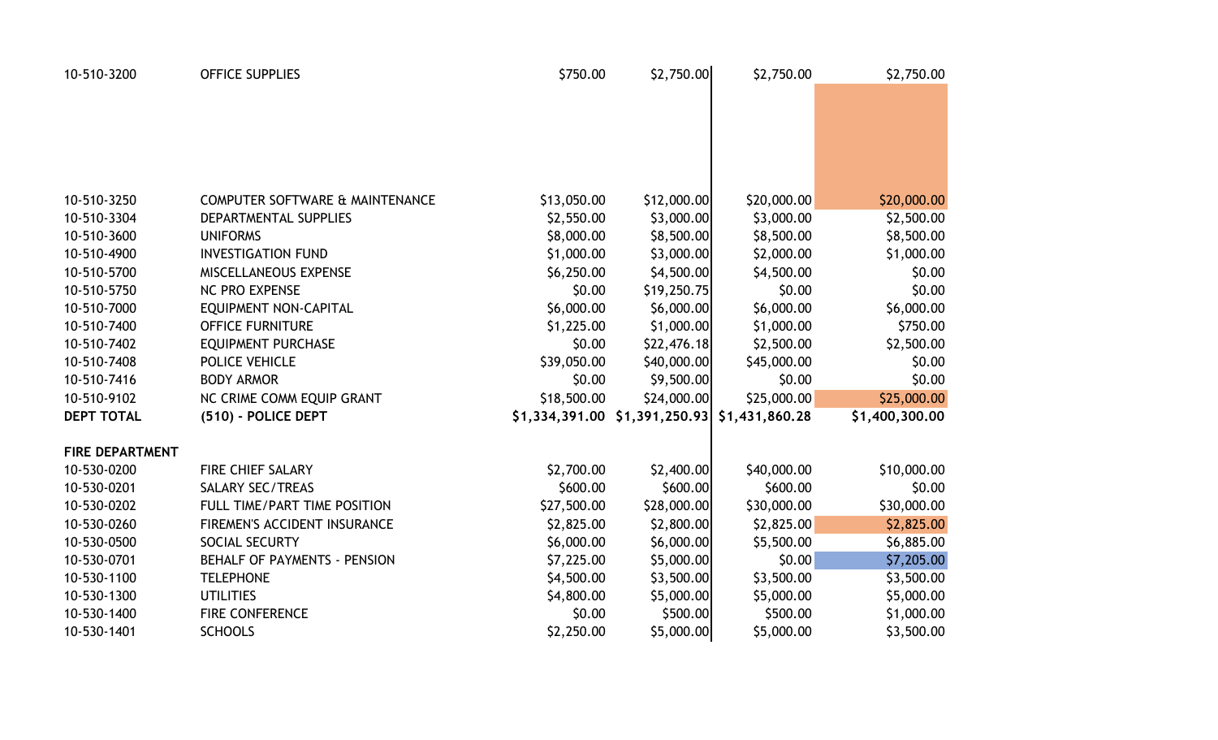| | | | | | |
|---|---|---|---|---|---|
| 10-510-3200 | OFFICE SUPPLIES | $750.00 | $2,750.00 | $2,750.00 | $2,750.00 |
| 10-510-3250 | COMPUTER SOFTWARE & MAINTENANCE | $13,050.00 | $12,000.00 | $20,000.00 | $20,000.00 |
| 10-510-3304 | DEPARTMENTAL SUPPLIES | $2,550.00 | $3,000.00 | $3,000.00 | $2,500.00 |
| 10-510-3600 | UNIFORMS | $8,000.00 | $8,500.00 | $8,500.00 | $8,500.00 |
| 10-510-4900 | INVESTIGATION FUND | $1,000.00 | $3,000.00 | $2,000.00 | $1,000.00 |
| 10-510-5700 | MISCELLANEOUS EXPENSE | $6,250.00 | $4,500.00 | $4,500.00 | $0.00 |
| 10-510-5750 | NC PRO EXPENSE | $0.00 | $19,250.75 | $0.00 | $0.00 |
| 10-510-7000 | EQUIPMENT NON-CAPITAL | $6,000.00 | $6,000.00 | $6,000.00 | $6,000.00 |
| 10-510-7400 | OFFICE FURNITURE | $1,225.00 | $1,000.00 | $1,000.00 | $750.00 |
| 10-510-7402 | EQUIPMENT PURCHASE | $0.00 | $22,476.18 | $2,500.00 | $2,500.00 |
| 10-510-7408 | POLICE VEHICLE | $39,050.00 | $40,000.00 | $45,000.00 | $0.00 |
| 10-510-7416 | BODY ARMOR | $0.00 | $9,500.00 | $0.00 | $0.00 |
| 10-510-9102 | NC CRIME COMM EQUIP GRANT | $18,500.00 | $24,000.00 | $25,000.00 | $25,000.00 |
| **DEPT TOTAL** | **(510) - POLICE DEPT** | **$1,334,391.00** | **$1,391,250.93** | **$1,431,860.28** | **$1,400,300.00** |
| | | | | | |
| **FIRE DEPARTMENT** | | | | | |
| 10-530-0200 | FIRE CHIEF SALARY | $2,700.00 | $2,400.00 | $40,000.00 | $10,000.00 |
| 10-530-0201 | SALARY SEC/TREAS | $600.00 | $600.00 | $600.00 | $0.00 |
| 10-530-0202 | FULL TIME/PART TIME POSITION | $27,500.00 | $28,000.00 | $30,000.00 | $30,000.00 |
| 10-530-0260 | FIREMEN'S ACCIDENT INSURANCE | $2,825.00 | $2,800.00 | $2,825.00 | $2,825.00 |
| 10-530-0500 | SOCIAL SECURTY | $6,000.00 | $6,000.00 | $5,500.00 | $6,885.00 |
| 10-530-0701 | BEHALF OF PAYMENTS - PENSION | $7,225.00 | $5,000.00 | $0.00 | $7,205.00 |
| 10-530-1100 | TELEPHONE | $4,500.00 | $3,500.00 | $3,500.00 | $3,500.00 |
| 10-530-1300 | UTILITIES | $4,800.00 | $5,000.00 | $5,000.00 | $5,000.00 |
| 10-530-1400 | FIRE CONFERENCE | $0.00 | $500.00 | $500.00 | $1,000.00 |
| 10-530-1401 | SCHOOLS | $2,250.00 | $5,000.00 | $5,000.00 | $3,500.00 |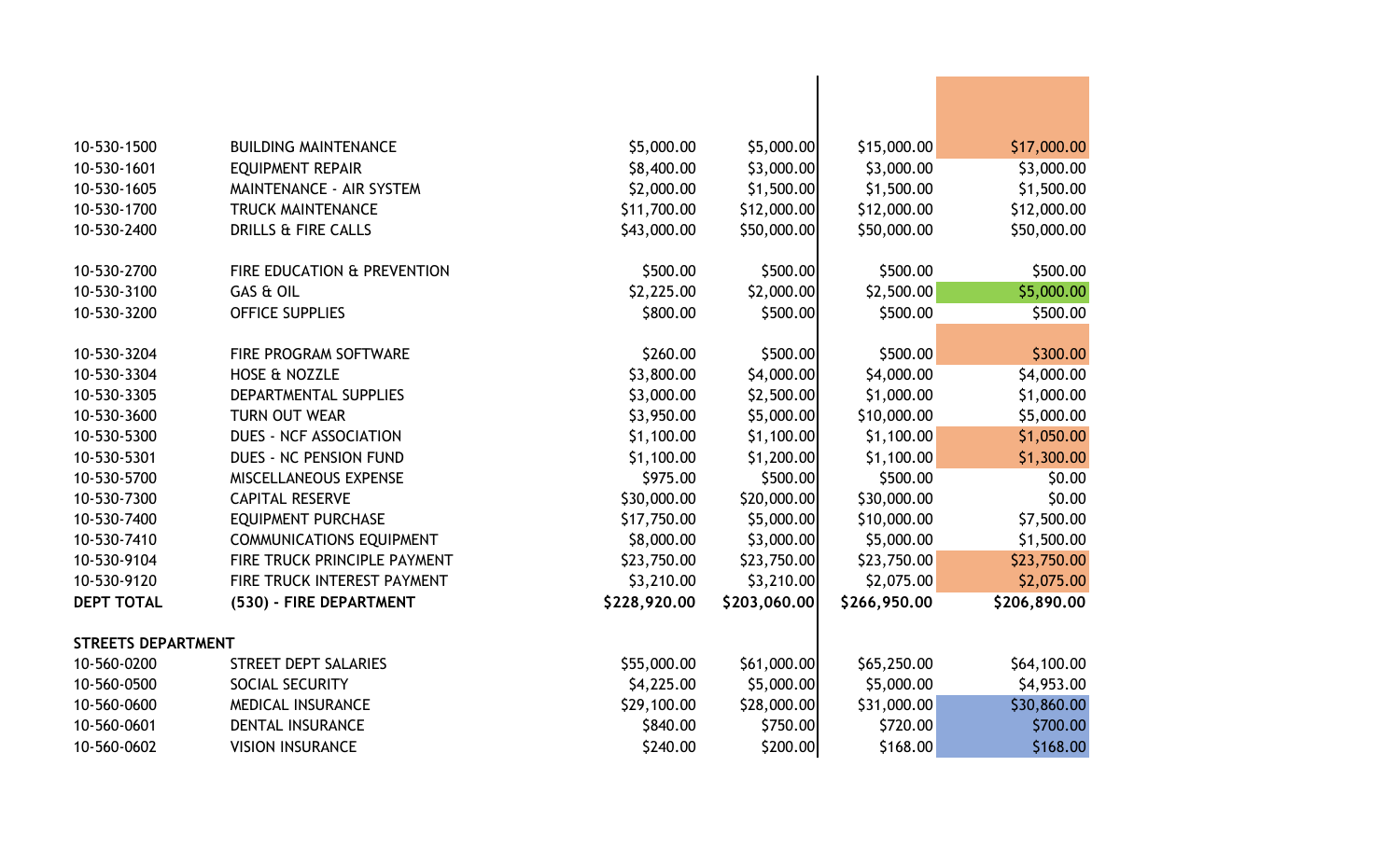| | | | | | |
|---|---|---|---|---|---|
| 10-530-1500 | BUILDING MAINTENANCE | $5,000.00 | $5,000.00 | $15,000.00 | $17,000.00 |
| 10-530-1601 | EQUIPMENT REPAIR | $8,400.00 | $3,000.00 | $3,000.00 | $3,000.00 |
| 10-530-1605 | MAINTENANCE - AIR SYSTEM | $2,000.00 | $1,500.00 | $1,500.00 | $1,500.00 |
| 10-530-1700 | TRUCK MAINTENANCE | $11,700.00 | $12,000.00 | $12,000.00 | $12,000.00 |
| 10-530-2400 | DRILLS & FIRE CALLS | $43,000.00 | $50,000.00 | $50,000.00 | $50,000.00 |
| 10-530-2700 | FIRE EDUCATION & PREVENTION | $500.00 | $500.00 | $500.00 | $500.00 |
| 10-530-3100 | GAS & OIL | $2,225.00 | $2,000.00 | $2,500.00 | $5,000.00 |
| 10-530-3200 | OFFICE SUPPLIES | $800.00 | $500.00 | $500.00 | $500.00 |
| 10-530-3204 | FIRE PROGRAM SOFTWARE | $260.00 | $500.00 | $500.00 | $300.00 |
| 10-530-3304 | HOSE & NOZZLE | $3,800.00 | $4,000.00 | $4,000.00 | $4,000.00 |
| 10-530-3305 | DEPARTMENTAL SUPPLIES | $3,000.00 | $2,500.00 | $1,000.00 | $1,000.00 |
| 10-530-3600 | TURN OUT WEAR | $3,950.00 | $5,000.00 | $10,000.00 | $5,000.00 |
| 10-530-5300 | DUES - NCF ASSOCIATION | $1,100.00 | $1,100.00 | $1,100.00 | $1,050.00 |
| 10-530-5301 | DUES - NC PENSION FUND | $1,100.00 | $1,200.00 | $1,100.00 | $1,300.00 |
| 10-530-5700 | MISCELLANEOUS EXPENSE | $975.00 | $500.00 | $500.00 | $0.00 |
| 10-530-7300 | CAPITAL RESERVE | $30,000.00 | $20,000.00 | $30,000.00 | $0.00 |
| 10-530-7400 | EQUIPMENT PURCHASE | $17,750.00 | $5,000.00 | $10,000.00 | $7,500.00 |
| 10-530-7410 | COMMUNICATIONS EQUIPMENT | $8,000.00 | $3,000.00 | $5,000.00 | $1,500.00 |
| 10-530-9104 | FIRE TRUCK PRINCIPLE PAYMENT | $23,750.00 | $23,750.00 | $23,750.00 | $23,750.00 |
| 10-530-9120 | FIRE TRUCK INTEREST PAYMENT | $3,210.00 | $3,210.00 | $2,075.00 | $2,075.00 |
| **DEPT TOTAL** | **(530) - FIRE DEPARTMENT** | **$228,920.00** | **$203,060.00** | **$266,950.00** | **$206,890.00** |
| **STREETS DEPARTMENT** | | | | | |
| 10-560-0200 | STREET DEPT SALARIES | $55,000.00 | $61,000.00 | $65,250.00 | $64,100.00 |
| 10-560-0500 | SOCIAL SECURITY | $4,225.00 | $5,000.00 | $5,000.00 | $4,953.00 |
| 10-560-0600 | MEDICAL INSURANCE | $29,100.00 | $28,000.00 | $31,000.00 | $30,860.00 |
| 10-560-0601 | DENTAL INSURANCE | $840.00 | $750.00 | $720.00 | $700.00 |
| 10-560-0602 | VISION INSURANCE | $240.00 | $200.00 | $168.00 | $168.00 |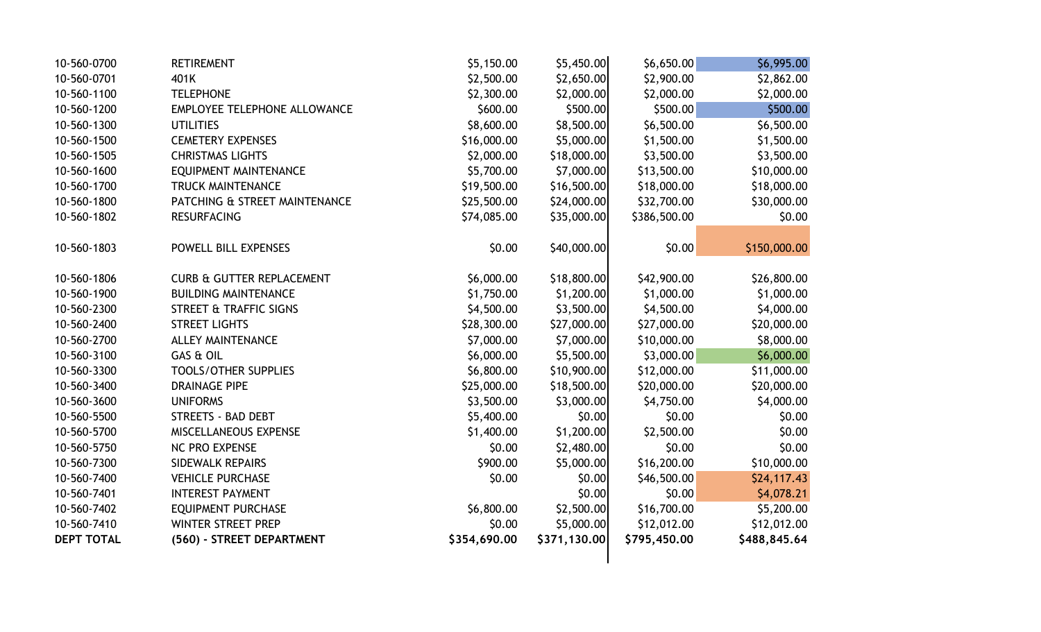| | | | | | |
|---|---|---|---|---|---|
| 10-560-0700 | RETIREMENT | $5,150.00 | $5,450.00 | $6,650.00 | $6,995.00 |
| 10-560-0701 | 401K | $2,500.00 | $2,650.00 | $2,900.00 | $2,862.00 |
| 10-560-1100 | TELEPHONE | $2,300.00 | $2,000.00 | $2,000.00 | $2,000.00 |
| 10-560-1200 | EMPLOYEE TELEPHONE ALLOWANCE | $600.00 | $500.00 | $500.00 | $500.00 |
| 10-560-1300 | UTILITIES | $8,600.00 | $8,500.00 | $6,500.00 | $6,500.00 |
| 10-560-1500 | CEMETERY EXPENSES | $16,000.00 | $5,000.00 | $1,500.00 | $1,500.00 |
| 10-560-1505 | CHRISTMAS LIGHTS | $2,000.00 | $18,000.00 | $3,500.00 | $3,500.00 |
| 10-560-1600 | EQUIPMENT MAINTENANCE | $5,700.00 | $7,000.00 | $13,500.00 | $10,000.00 |
| 10-560-1700 | TRUCK MAINTENANCE | $19,500.00 | $16,500.00 | $18,000.00 | $18,000.00 |
| 10-560-1800 | PATCHING & STREET MAINTENANCE | $25,500.00 | $24,000.00 | $32,700.00 | $30,000.00 |
| 10-560-1802 | RESURFACING | $74,085.00 | $35,000.00 | $386,500.00 | $0.00 |
| 10-560-1803 | POWELL BILL EXPENSES | $0.00 | $40,000.00 | $0.00 | $150,000.00 |
| 10-560-1806 | CURB & GUTTER REPLACEMENT | $6,000.00 | $18,800.00 | $42,900.00 | $26,800.00 |
| 10-560-1900 | BUILDING MAINTENANCE | $1,750.00 | $1,200.00 | $1,000.00 | $1,000.00 |
| 10-560-2300 | STREET & TRAFFIC SIGNS | $4,500.00 | $3,500.00 | $4,500.00 | $4,000.00 |
| 10-560-2400 | STREET LIGHTS | $28,300.00 | $27,000.00 | $27,000.00 | $20,000.00 |
| 10-560-2700 | ALLEY MAINTENANCE | $7,000.00 | $7,000.00 | $10,000.00 | $8,000.00 |
| 10-560-3100 | GAS & OIL | $6,000.00 | $5,500.00 | $3,000.00 | $6,000.00 |
| 10-560-3300 | TOOLS/OTHER SUPPLIES | $6,800.00 | $10,900.00 | $12,000.00 | $11,000.00 |
| 10-560-3400 | DRAINAGE PIPE | $25,000.00 | $18,500.00 | $20,000.00 | $20,000.00 |
| 10-560-3600 | UNIFORMS | $3,500.00 | $3,000.00 | $4,750.00 | $4,000.00 |
| 10-560-5500 | STREETS - BAD DEBT | $5,400.00 | $0.00 | $0.00 | $0.00 |
| 10-560-5700 | MISCELLANEOUS EXPENSE | $1,400.00 | $1,200.00 | $2,500.00 | $0.00 |
| 10-560-5750 | NC PRO EXPENSE | $0.00 | $2,480.00 | $0.00 | $0.00 |
| 10-560-7300 | SIDEWALK REPAIRS | $900.00 | $5,000.00 | $16,200.00 | $10,000.00 |
| 10-560-7400 | VEHICLE PURCHASE | $0.00 | $0.00 | $46,500.00 | $24,117.43 |
| 10-560-7401 | INTEREST PAYMENT | | $0.00 | $0.00 | $4,078.21 |
| 10-560-7402 | EQUIPMENT PURCHASE | $6,800.00 | $2,500.00 | $16,700.00 | $5,200.00 |
| 10-560-7410 | WINTER STREET PREP | $0.00 | $5,000.00 | $12,012.00 | $12,012.00 |
| **DEPT TOTAL** | **(560) - STREET DEPARTMENT** | **$354,690.00** | **$371,130.00** | **$795,450.00** | **$488,845.64** |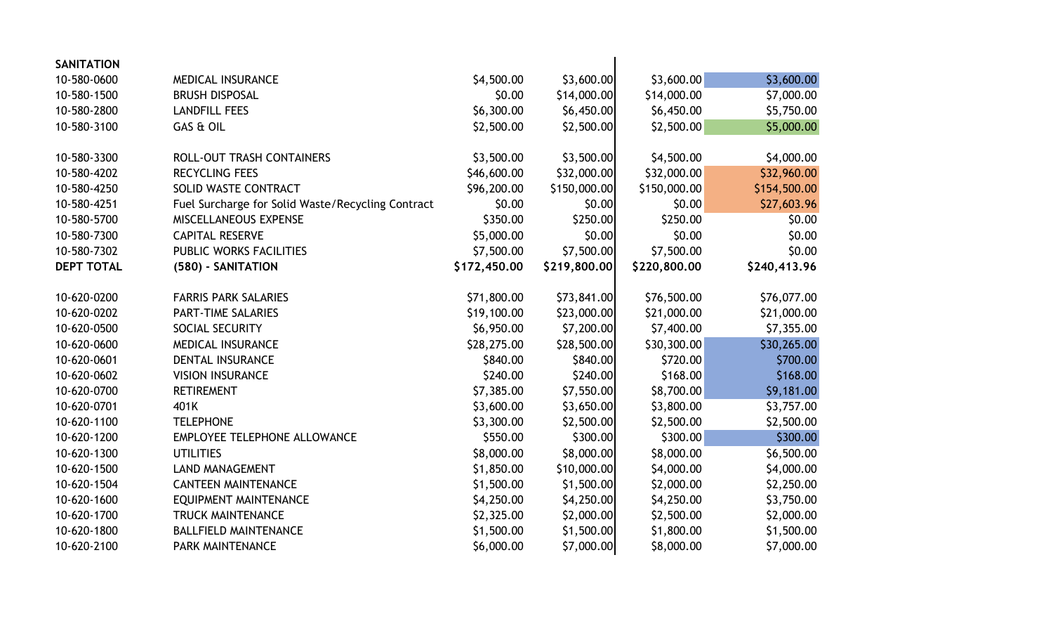| SANITATION | | | | | |
|---|---|---|---|---|---|
| 10-580-0600 | MEDICAL INSURANCE | $4,500.00 | $3,600.00 | $3,600.00 | $3,600.00 |
| 10-580-1500 | BRUSH DISPOSAL | $0.00 | $14,000.00 | $14,000.00 | $7,000.00 |
| 10-580-2800 | LANDFILL FEES | $6,300.00 | $6,450.00 | $6,450.00 | $5,750.00 |
| 10-580-3100 | GAS & OIL | $2,500.00 | $2,500.00 | $2,500.00 | $5,000.00 |
| 10-580-3300 | ROLL-OUT TRASH CONTAINERS | $3,500.00 | $3,500.00 | $4,500.00 | $4,000.00 |
| 10-580-4202 | RECYCLING FEES | $46,600.00 | $32,000.00 | $32,000.00 | $32,960.00 |
| 10-580-4250 | SOLID WASTE CONTRACT | $96,200.00 | $150,000.00 | $150,000.00 | $154,500.00 |
| 10-580-4251 | Fuel Surcharge for Solid Waste/Recycling Contract | $0.00 | $0.00 | $0.00 | $27,603.96 |
| 10-580-5700 | MISCELLANEOUS EXPENSE | $350.00 | $250.00 | $250.00 | $0.00 |
| 10-580-7300 | CAPITAL RESERVE | $5,000.00 | $0.00 | $0.00 | $0.00 |
| 10-580-7302 | PUBLIC WORKS FACILITIES | $7,500.00 | $7,500.00 | $7,500.00 | $0.00 |
| **DEPT TOTAL** | **(580) - SANITATION** | **$172,450.00** | **$219,800.00** | **$220,800.00** | **$240,413.96** |
| 10-620-0200 | FARRIS PARK SALARIES | $71,800.00 | $73,841.00 | $76,500.00 | $76,077.00 |
| 10-620-0202 | PART-TIME SALARIES | $19,100.00 | $23,000.00 | $21,000.00 | $21,000.00 |
| 10-620-0500 | SOCIAL SECURITY | $6,950.00 | $7,200.00 | $7,400.00 | $7,355.00 |
| 10-620-0600 | MEDICAL INSURANCE | $28,275.00 | $28,500.00 | $30,300.00 | $30,265.00 |
| 10-620-0601 | DENTAL INSURANCE | $840.00 | $840.00 | $720.00 | $700.00 |
| 10-620-0602 | VISION INSURANCE | $240.00 | $240.00 | $168.00 | $168.00 |
| 10-620-0700 | RETIREMENT | $7,385.00 | $7,550.00 | $8,700.00 | $9,181.00 |
| 10-620-0701 | 401K | $3,600.00 | $3,650.00 | $3,800.00 | $3,757.00 |
| 10-620-1100 | TELEPHONE | $3,300.00 | $2,500.00 | $2,500.00 | $2,500.00 |
| 10-620-1200 | EMPLOYEE TELEPHONE ALLOWANCE | $550.00 | $300.00 | $300.00 | $300.00 |
| 10-620-1300 | UTILITIES | $8,000.00 | $8,000.00 | $8,000.00 | $6,500.00 |
| 10-620-1500 | LAND MANAGEMENT | $1,850.00 | $10,000.00 | $4,000.00 | $4,000.00 |
| 10-620-1504 | CANTEEN MAINTENANCE | $1,500.00 | $1,500.00 | $2,000.00 | $2,250.00 |
| 10-620-1600 | EQUIPMENT MAINTENANCE | $4,250.00 | $4,250.00 | $4,250.00 | $3,750.00 |
| 10-620-1700 | TRUCK MAINTENANCE | $2,325.00 | $2,000.00 | $2,500.00 | $2,000.00 |
| 10-620-1800 | BALLFIELD MAINTENANCE | $1,500.00 | $1,500.00 | $1,800.00 | $1,500.00 |
| 10-620-2100 | PARK MAINTENANCE | $6,000.00 | $7,000.00 | $8,000.00 | $7,000.00 |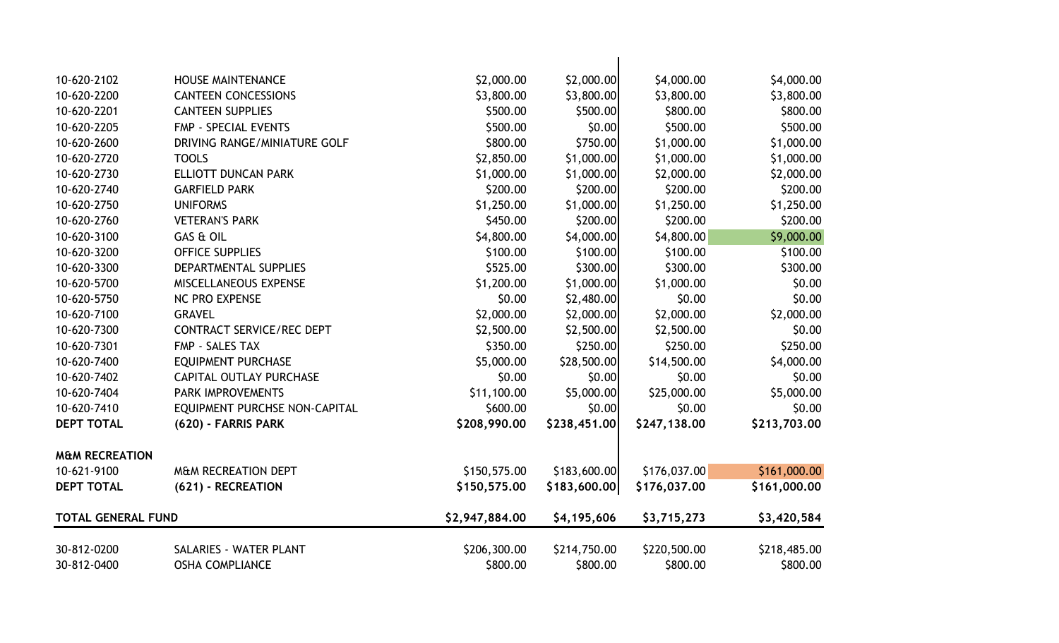| | | | | | |
|---|---|---|---|---|---|
| 10-620-2102 | HOUSE MAINTENANCE | $2,000.00 | $2,000.00 | $4,000.00 | $4,000.00 |
| 10-620-2200 | CANTEEN CONCESSIONS | $3,800.00 | $3,800.00 | $3,800.00 | $3,800.00 |
| 10-620-2201 | CANTEEN SUPPLIES | $500.00 | $500.00 | $800.00 | $800.00 |
| 10-620-2205 | FMP - SPECIAL EVENTS | $500.00 | $0.00 | $500.00 | $500.00 |
| 10-620-2600 | DRIVING RANGE/MINIATURE GOLF | $800.00 | $750.00 | $1,000.00 | $1,000.00 |
| 10-620-2720 | TOOLS | $2,850.00 | $1,000.00 | $1,000.00 | $1,000.00 |
| 10-620-2730 | ELLIOTT DUNCAN PARK | $1,000.00 | $1,000.00 | $2,000.00 | $2,000.00 |
| 10-620-2740 | GARFIELD PARK | $200.00 | $200.00 | $200.00 | $200.00 |
| 10-620-2750 | UNIFORMS | $1,250.00 | $1,000.00 | $1,250.00 | $1,250.00 |
| 10-620-2760 | VETERAN'S PARK | $450.00 | $200.00 | $200.00 | $200.00 |
| 10-620-3100 | GAS & OIL | $4,800.00 | $4,000.00 | $4,800.00 | $9,000.00 |
| 10-620-3200 | OFFICE SUPPLIES | $100.00 | $100.00 | $100.00 | $100.00 |
| 10-620-3300 | DEPARTMENTAL SUPPLIES | $525.00 | $300.00 | $300.00 | $300.00 |
| 10-620-5700 | MISCELLANEOUS EXPENSE | $1,200.00 | $1,000.00 | $1,000.00 | $0.00 |
| 10-620-5750 | NC PRO EXPENSE | $0.00 | $2,480.00 | $0.00 | $0.00 |
| 10-620-7100 | GRAVEL | $2,000.00 | $2,000.00 | $2,000.00 | $2,000.00 |
| 10-620-7300 | CONTRACT SERVICE/REC DEPT | $2,500.00 | $2,500.00 | $2,500.00 | $0.00 |
| 10-620-7301 | FMP - SALES TAX | $350.00 | $250.00 | $250.00 | $250.00 |
| 10-620-7400 | EQUIPMENT PURCHASE | $5,000.00 | $28,500.00 | $14,500.00 | $4,000.00 |
| 10-620-7402 | CAPITAL OUTLAY PURCHASE | $0.00 | $0.00 | $0.00 | $0.00 |
| 10-620-7404 | PARK IMPROVEMENTS | $11,100.00 | $5,000.00 | $25,000.00 | $5,000.00 |
| 10-620-7410 | EQUIPMENT PURCHSE NON-CAPITAL | $600.00 | $0.00 | $0.00 | $0.00 |
| **DEPT TOTAL** | **(620) - FARRIS PARK** | **$208,990.00** | **$238,451.00** | **$247,138.00** | **$213,703.00** |
| | | | | | |
| **M&M RECREATION** | | | | | |
| 10-621-9100 | M&M RECREATION DEPT | $150,575.00 | $183,600.00 | $176,037.00 | $161,000.00 |
| **DEPT TOTAL** | **(621) - RECREATION** | **$150,575.00** | **$183,600.00** | **$176,037.00** | **$161,000.00** |
| | | | | | |
| **TOTAL GENERAL FUND** | | **$2,947,884.00** | **$4,195,606** | **$3,715,273** | **$3,420,584** |
| | | | | | |
| 30-812-0200 | SALARIES - WATER PLANT | $206,300.00 | $214,750.00 | $220,500.00 | $218,485.00 |
| 30-812-0400 | OSHA COMPLIANCE | $800.00 | $800.00 | $800.00 | $800.00 |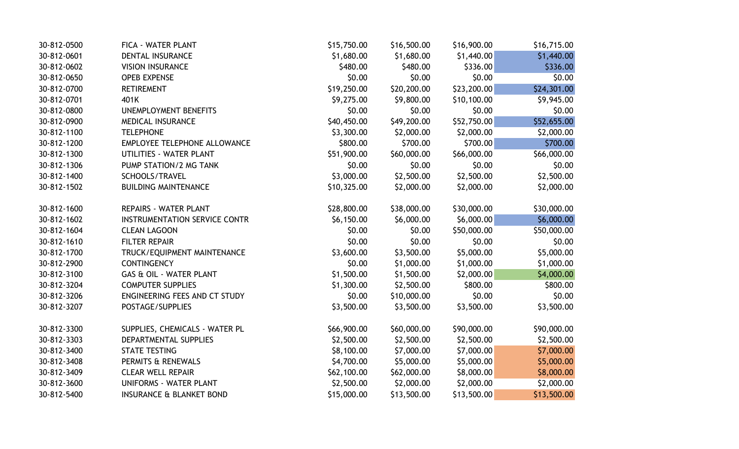| | | | | | |
|---|---|---|---|---|---|
| 30-812-0500 | FICA - WATER PLANT | $15,750.00 | $16,500.00 | $16,900.00 | $16,715.00 |
| 30-812-0601 | DENTAL INSURANCE | $1,680.00 | $1,680.00 | $1,440.00 | $1,440.00 |
| 30-812-0602 | VISION INSURANCE | $480.00 | $480.00 | $336.00 | $336.00 |
| 30-812-0650 | OPEB EXPENSE | $0.00 | $0.00 | $0.00 | $0.00 |
| 30-812-0700 | RETIREMENT | $19,250.00 | $20,200.00 | $23,200.00 | $24,301.00 |
| 30-812-0701 | 401K | $9,275.00 | $9,800.00 | $10,100.00 | $9,945.00 |
| 30-812-0800 | UNEMPLOYMENT BENEFITS | $0.00 | $0.00 | $0.00 | $0.00 |
| 30-812-0900 | MEDICAL INSURANCE | $40,450.00 | $49,200.00 | $52,750.00 | $52,655.00 |
| 30-812-1100 | TELEPHONE | $3,300.00 | $2,000.00 | $2,000.00 | $2,000.00 |
| 30-812-1200 | EMPLOYEE TELEPHONE ALLOWANCE | $800.00 | $700.00 | $700.00 | $700.00 |
| 30-812-1300 | UTILITIES - WATER PLANT | $51,900.00 | $60,000.00 | $66,000.00 | $66,000.00 |
| 30-812-1306 | PUMP STATION/2 MG TANK | $0.00 | $0.00 | $0.00 | $0.00 |
| 30-812-1400 | SCHOOLS/TRAVEL | $3,000.00 | $2,500.00 | $2,500.00 | $2,500.00 |
| 30-812-1502 | BUILDING MAINTENANCE | $10,325.00 | $2,000.00 | $2,000.00 | $2,000.00 |
| 30-812-1600 | REPAIRS - WATER PLANT | $28,800.00 | $38,000.00 | $30,000.00 | $30,000.00 |
| 30-812-1602 | INSTRUMENTATION SERVICE CONTR | $6,150.00 | $6,000.00 | $6,000.00 | $6,000.00 |
| 30-812-1604 | CLEAN LAGOON | $0.00 | $0.00 | $50,000.00 | $50,000.00 |
| 30-812-1610 | FILTER REPAIR | $0.00 | $0.00 | $0.00 | $0.00 |
| 30-812-1700 | TRUCK/EQUIPMENT MAINTENANCE | $3,600.00 | $3,500.00 | $5,000.00 | $5,000.00 |
| 30-812-2900 | CONTINGENCY | $0.00 | $1,000.00 | $1,000.00 | $1,000.00 |
| 30-812-3100 | GAS & OIL - WATER PLANT | $1,500.00 | $1,500.00 | $2,000.00 | $4,000.00 |
| 30-812-3204 | COMPUTER SUPPLIES | $1,300.00 | $2,500.00 | $800.00 | $800.00 |
| 30-812-3206 | ENGINEERING FEES AND CT STUDY | $0.00 | $10,000.00 | $0.00 | $0.00 |
| 30-812-3207 | POSTAGE/SUPPLIES | $3,500.00 | $3,500.00 | $3,500.00 | $3,500.00 |
| 30-812-3300 | SUPPLIES, CHEMICALS - WATER PL | $66,900.00 | $60,000.00 | $90,000.00 | $90,000.00 |
| 30-812-3303 | DEPARTMENTAL SUPPLIES | $2,500.00 | $2,500.00 | $2,500.00 | $2,500.00 |
| 30-812-3400 | STATE TESTING | $8,100.00 | $7,000.00 | $7,000.00 | $7,000.00 |
| 30-812-3408 | PERMITS & RENEWALS | $4,700.00 | $5,000.00 | $5,000.00 | $5,000.00 |
| 30-812-3409 | CLEAR WELL REPAIR | $62,100.00 | $62,000.00 | $8,000.00 | $8,000.00 |
| 30-812-3600 | UNIFORMS - WATER PLANT | $2,500.00 | $2,000.00 | $2,000.00 | $2,000.00 |
| 30-812-5400 | INSURANCE & BLANKET BOND | $15,000.00 | $13,500.00 | $13,500.00 | $13,500.00 |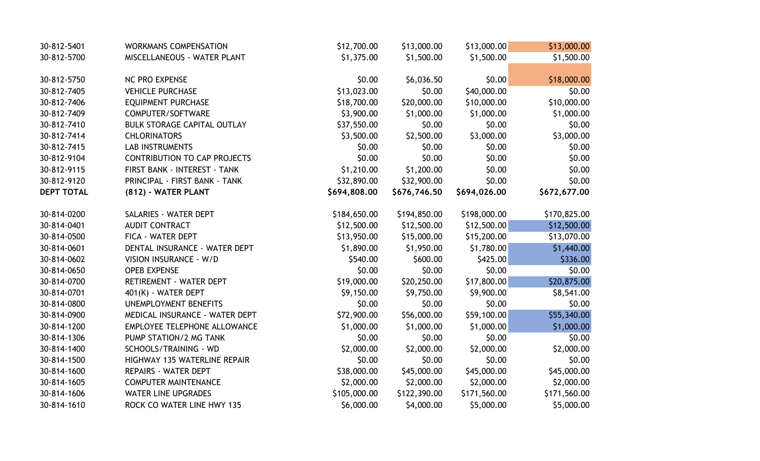| | | | | | |
|---|---|---|---|---|---|
| 30-812-5401 | WORKMANS COMPENSATION | $12,700.00 | $13,000.00 | $13,000.00 | $13,000.00 |
| 30-812-5700 | MISCELLANEOUS - WATER PLANT | $1,375.00 | $1,500.00 | $1,500.00 | $1,500.00 |
| 30-812-5750 | NC PRO EXPENSE | $0.00 | $6,036.50 | $0.00 | $18,000.00 |
| 30-812-7405 | VEHICLE PURCHASE | $13,023.00 | $0.00 | $40,000.00 | $0.00 |
| 30-812-7406 | EQUIPMENT PURCHASE | $18,700.00 | $20,000.00 | $10,000.00 | $10,000.00 |
| 30-812-7409 | COMPUTER/SOFTWARE | $3,900.00 | $1,000.00 | $1,000.00 | $1,000.00 |
| 30-812-7410 | BULK STORAGE CAPITAL OUTLAY | $37,550.00 | $0.00 | $0.00 | $0.00 |
| 30-812-7414 | CHLORINATORS | $3,500.00 | $2,500.00 | $3,000.00 | $3,000.00 |
| 30-812-7415 | LAB INSTRUMENTS | $0.00 | $0.00 | $0.00 | $0.00 |
| 30-812-9104 | CONTRIBUTION TO CAP PROJECTS | $0.00 | $0.00 | $0.00 | $0.00 |
| 30-812-9115 | FIRST BANK - INTEREST - TANK | $1,210.00 | $1,200.00 | $0.00 | $0.00 |
| 30-812-9120 | PRINCIPAL - FIRST BANK - TANK | $32,890.00 | $32,900.00 | $0.00 | $0.00 |
| **DEPT TOTAL** | **(812) - WATER PLANT** | **$694,808.00** | **$676,746.50** | **$694,026.00** | **$672,677.00** |
| | | | | | |
| 30-814-0200 | SALARIES - WATER DEPT | $184,650.00 | $194,850.00 | $198,000.00 | $170,825.00 |
| 30-814-0401 | AUDIT CONTRACT | $12,500.00 | $12,500.00 | $12,500.00 | $12,500.00 |
| 30-814-0500 | FICA - WATER DEPT | $13,950.00 | $15,000.00 | $15,200.00 | $13,070.00 |
| 30-814-0601 | DENTAL INSURANCE - WATER DEPT | $1,890.00 | $1,950.00 | $1,780.00 | $1,440.00 |
| 30-814-0602 | VISION INSURANCE - W/D | $540.00 | $600.00 | $425.00 | $336.00 |
| 30-814-0650 | OPEB EXPENSE | $0.00 | $0.00 | $0.00 | $0.00 |
| 30-814-0700 | RETIREMENT - WATER DEPT | $19,000.00 | $20,250.00 | $17,800.00 | $20,875.00 |
| 30-814-0701 | 401(K) - WATER DEPT | $9,150.00 | $9,750.00 | $9,900.00 | $8,541.00 |
| 30-814-0800 | UNEMPLOYMENT BENEFITS | $0.00 | $0.00 | $0.00 | $0.00 |
| 30-814-0900 | MEDICAL INSURANCE - WATER DEPT | $72,900.00 | $56,000.00 | $59,100.00 | $55,340.00 |
| 30-814-1200 | EMPLOYEE TELEPHONE ALLOWANCE | $1,000.00 | $1,000.00 | $1,000.00 | $1,000.00 |
| 30-814-1306 | PUMP STATION/2 MG TANK | $0.00 | $0.00 | $0.00 | $0.00 |
| 30-814-1400 | SCHOOLS/TRAINING - WD | $2,000.00 | $2,000.00 | $2,000.00 | $2,000.00 |
| 30-814-1500 | HIGHWAY 135 WATERLINE REPAIR | $0.00 | $0.00 | $0.00 | $0.00 |
| 30-814-1600 | REPAIRS - WATER DEPT | $38,000.00 | $45,000.00 | $45,000.00 | $45,000.00 |
| 30-814-1605 | COMPUTER MAINTENANCE | $2,000.00 | $2,000.00 | $2,000.00 | $2,000.00 |
| 30-814-1606 | WATER LINE UPGRADES | $105,000.00 | $122,390.00 | $171,560.00 | $171,560.00 |
| 30-814-1610 | ROCK CO WATER LINE HWY 135 | $6,000.00 | $4,000.00 | $5,000.00 | $5,000.00 |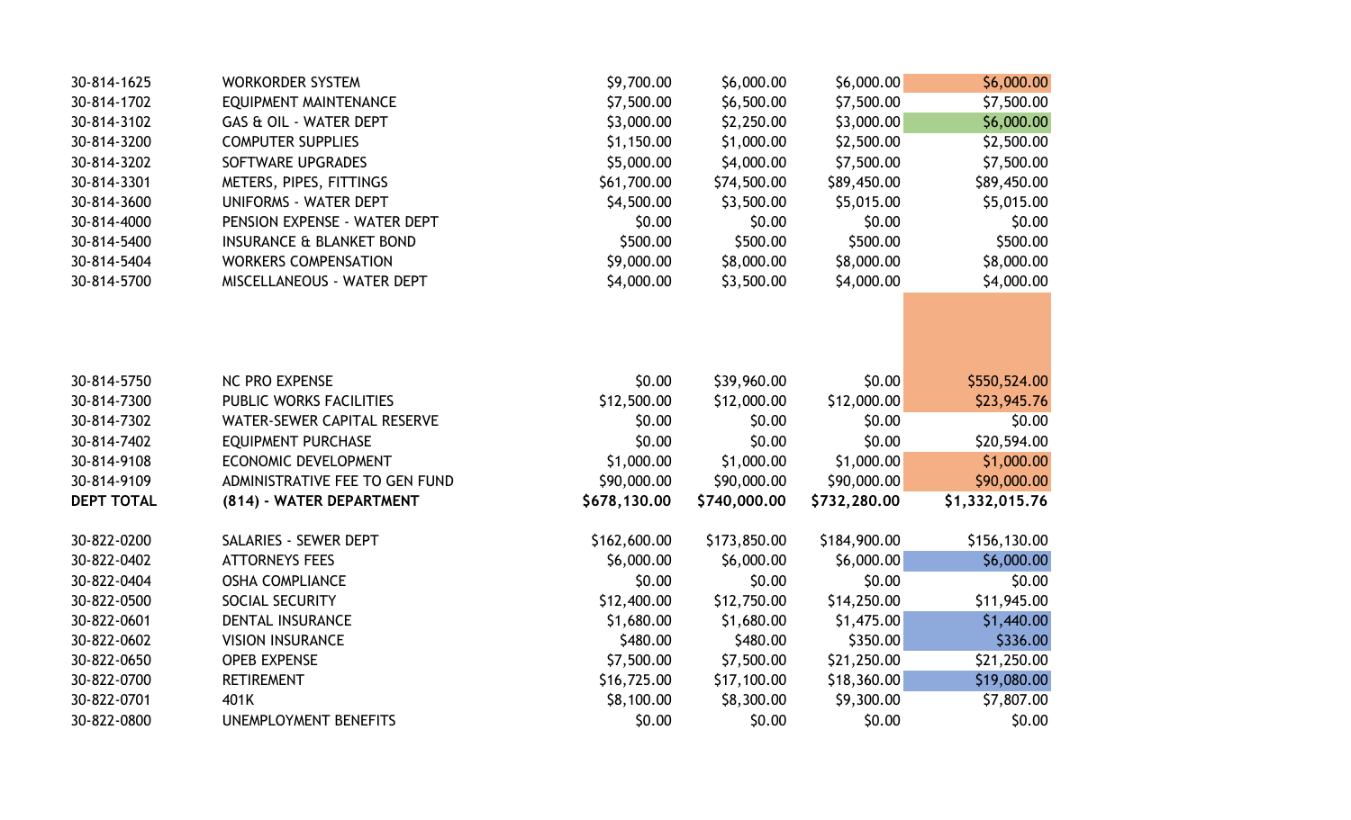| | | | | | |
|---|---|---|---|---|---|
| 30-814-1625 | WORKORDER SYSTEM | $9,700.00 | $6,000.00 | $6,000.00 | $6,000.00 |
| 30-814-1702 | EQUIPMENT MAINTENANCE | $7,500.00 | $6,500.00 | $7,500.00 | $7,500.00 |
| 30-814-3102 | GAS & OIL - WATER DEPT | $3,000.00 | $2,250.00 | $3,000.00 | $6,000.00 |
| 30-814-3200 | COMPUTER SUPPLIES | $1,150.00 | $1,000.00 | $2,500.00 | $2,500.00 |
| 30-814-3202 | SOFTWARE UPGRADES | $5,000.00 | $4,000.00 | $7,500.00 | $7,500.00 |
| 30-814-3301 | METERS, PIPES, FITTINGS | $61,700.00 | $74,500.00 | $89,450.00 | $89,450.00 |
| 30-814-3600 | UNIFORMS - WATER DEPT | $4,500.00 | $3,500.00 | $5,015.00 | $5,015.00 |
| 30-814-4000 | PENSION EXPENSE - WATER DEPT | $0.00 | $0.00 | $0.00 | $0.00 |
| 30-814-5400 | INSURANCE & BLANKET BOND | $500.00 | $500.00 | $500.00 | $500.00 |
| 30-814-5404 | WORKERS COMPENSATION | $9,000.00 | $8,000.00 | $8,000.00 | $8,000.00 |
| 30-814-5700 | MISCELLANEOUS - WATER DEPT | $4,000.00 | $3,500.00 | $4,000.00 | $4,000.00 |
| 30-814-5750 | NC PRO EXPENSE | $0.00 | $39,960.00 | $0.00 | $550,524.00 |
| 30-814-7300 | PUBLIC WORKS FACILITIES | $12,500.00 | $12,000.00 | $12,000.00 | $23,945.76 |
| 30-814-7302 | WATER-SEWER CAPITAL RESERVE | $0.00 | $0.00 | $0.00 | $0.00 |
| 30-814-7402 | EQUIPMENT PURCHASE | $0.00 | $0.00 | $0.00 | $20,594.00 |
| 30-814-9108 | ECONOMIC DEVELOPMENT | $1,000.00 | $1,000.00 | $1,000.00 | $1,000.00 |
| 30-814-9109 | ADMINISTRATIVE FEE TO GEN FUND | $90,000.00 | $90,000.00 | $90,000.00 | $90,000.00 |
| **DEPT TOTAL** | **(814) - WATER DEPARTMENT** | **$678,130.00** | **$740,000.00** | **$732,280.00** | **$1,332,015.76** |
| | | | | | |
| 30-822-0200 | SALARIES - SEWER DEPT | $162,600.00 | $173,850.00 | $184,900.00 | $156,130.00 |
| 30-822-0402 | ATTORNEYS FEES | $6,000.00 | $6,000.00 | $6,000.00 | $6,000.00 |
| 30-822-0404 | OSHA COMPLIANCE | $0.00 | $0.00 | $0.00 | $0.00 |
| 30-822-0500 | SOCIAL SECURITY | $12,400.00 | $12,750.00 | $14,250.00 | $11,945.00 |
| 30-822-0601 | DENTAL INSURANCE | $1,680.00 | $1,680.00 | $1,475.00 | $1,440.00 |
| 30-822-0602 | VISION INSURANCE | $480.00 | $480.00 | $350.00 | $336.00 |
| 30-822-0650 | OPEB EXPENSE | $7,500.00 | $7,500.00 | $21,250.00 | $21,250.00 |
| 30-822-0700 | RETIREMENT | $16,725.00 | $17,100.00 | $18,360.00 | $19,080.00 |
| 30-822-0701 | 401K | $8,100.00 | $8,300.00 | $9,300.00 | $7,807.00 |
| 30-822-0800 | UNEMPLOYMENT BENEFITS | $0.00 | $0.00 | $0.00 | $0.00 |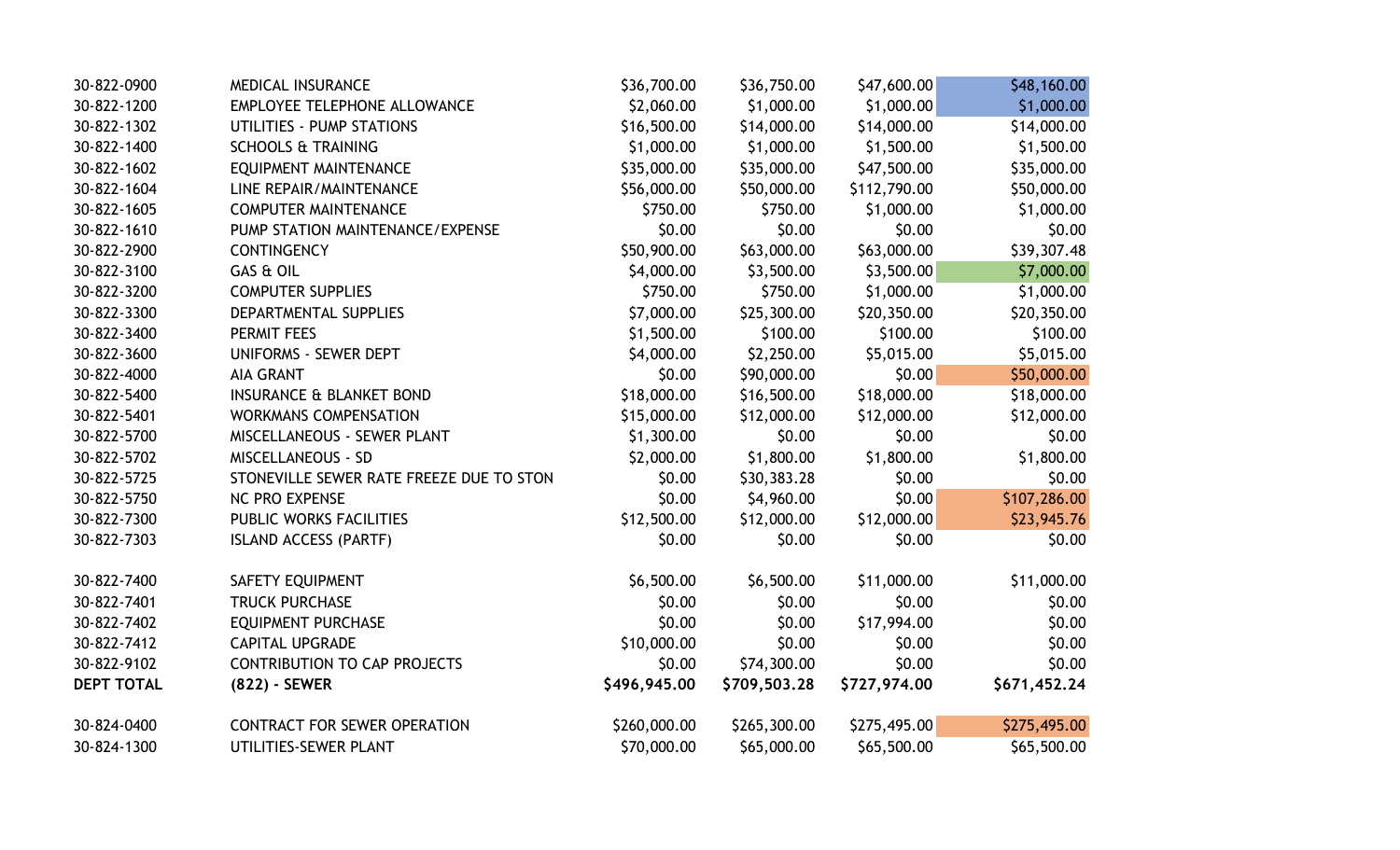| | | | | | |
|---|---|---|---|---|---|
| 30-822-0900 | MEDICAL INSURANCE | $36,700.00 | $36,750.00 | $47,600.00 | $48,160.00 |
| 30-822-1200 | EMPLOYEE TELEPHONE ALLOWANCE | $2,060.00 | $1,000.00 | $1,000.00 | $1,000.00 |
| 30-822-1302 | UTILITIES - PUMP STATIONS | $16,500.00 | $14,000.00 | $14,000.00 | $14,000.00 |
| 30-822-1400 | SCHOOLS & TRAINING | $1,000.00 | $1,000.00 | $1,500.00 | $1,500.00 |
| 30-822-1602 | EQUIPMENT MAINTENANCE | $35,000.00 | $35,000.00 | $47,500.00 | $35,000.00 |
| 30-822-1604 | LINE REPAIR/MAINTENANCE | $56,000.00 | $50,000.00 | $112,790.00 | $50,000.00 |
| 30-822-1605 | COMPUTER MAINTENANCE | $750.00 | $750.00 | $1,000.00 | $1,000.00 |
| 30-822-1610 | PUMP STATION MAINTENANCE/EXPENSE | $0.00 | $0.00 | $0.00 | $0.00 |
| 30-822-2900 | CONTINGENCY | $50,900.00 | $63,000.00 | $63,000.00 | $39,307.48 |
| 30-822-3100 | GAS & OIL | $4,000.00 | $3,500.00 | $3,500.00 | $7,000.00 |
| 30-822-3200 | COMPUTER SUPPLIES | $750.00 | $750.00 | $1,000.00 | $1,000.00 |
| 30-822-3300 | DEPARTMENTAL SUPPLIES | $7,000.00 | $25,300.00 | $20,350.00 | $20,350.00 |
| 30-822-3400 | PERMIT FEES | $1,500.00 | $100.00 | $100.00 | $100.00 |
| 30-822-3600 | UNIFORMS - SEWER DEPT | $4,000.00 | $2,250.00 | $5,015.00 | $5,015.00 |
| 30-822-4000 | AIA GRANT | $0.00 | $90,000.00 | $0.00 | $50,000.00 |
| 30-822-5400 | INSURANCE & BLANKET BOND | $18,000.00 | $16,500.00 | $18,000.00 | $18,000.00 |
| 30-822-5401 | WORKMANS COMPENSATION | $15,000.00 | $12,000.00 | $12,000.00 | $12,000.00 |
| 30-822-5700 | MISCELLANEOUS - SEWER PLANT | $1,300.00 | $0.00 | $0.00 | $0.00 |
| 30-822-5702 | MISCELLANEOUS - SD | $2,000.00 | $1,800.00 | $1,800.00 | $1,800.00 |
| 30-822-5725 | STONEVILLE SEWER RATE FREEZE DUE TO STON | $0.00 | $30,383.28 | $0.00 | $0.00 |
| 30-822-5750 | NC PRO EXPENSE | $0.00 | $4,960.00 | $0.00 | $107,286.00 |
| 30-822-7300 | PUBLIC WORKS FACILITIES | $12,500.00 | $12,000.00 | $12,000.00 | $23,945.76 |
| 30-822-7303 | ISLAND ACCESS (PARTF) | $0.00 | $0.00 | $0.00 | $0.00 |
| 30-822-7400 | SAFETY EQUIPMENT | $6,500.00 | $6,500.00 | $11,000.00 | $11,000.00 |
| 30-822-7401 | TRUCK PURCHASE | $0.00 | $0.00 | $0.00 | $0.00 |
| 30-822-7402 | EQUIPMENT PURCHASE | $0.00 | $0.00 | $17,994.00 | $0.00 |
| 30-822-7412 | CAPITAL UPGRADE | $10,000.00 | $0.00 | $0.00 | $0.00 |
| 30-822-9102 | CONTRIBUTION TO CAP PROJECTS | $0.00 | $74,300.00 | $0.00 | $0.00 |
| **DEPT TOTAL** | **(822) - SEWER** | **$496,945.00** | **$709,503.28** | **$727,974.00** | **$671,452.24** |
| 30-824-0400 | CONTRACT FOR SEWER OPERATION | $260,000.00 | $265,300.00 | $275,495.00 | $275,495.00 |
| 30-824-1300 | UTILITIES-SEWER PLANT | $70,000.00 | $65,000.00 | $65,500.00 | $65,500.00 |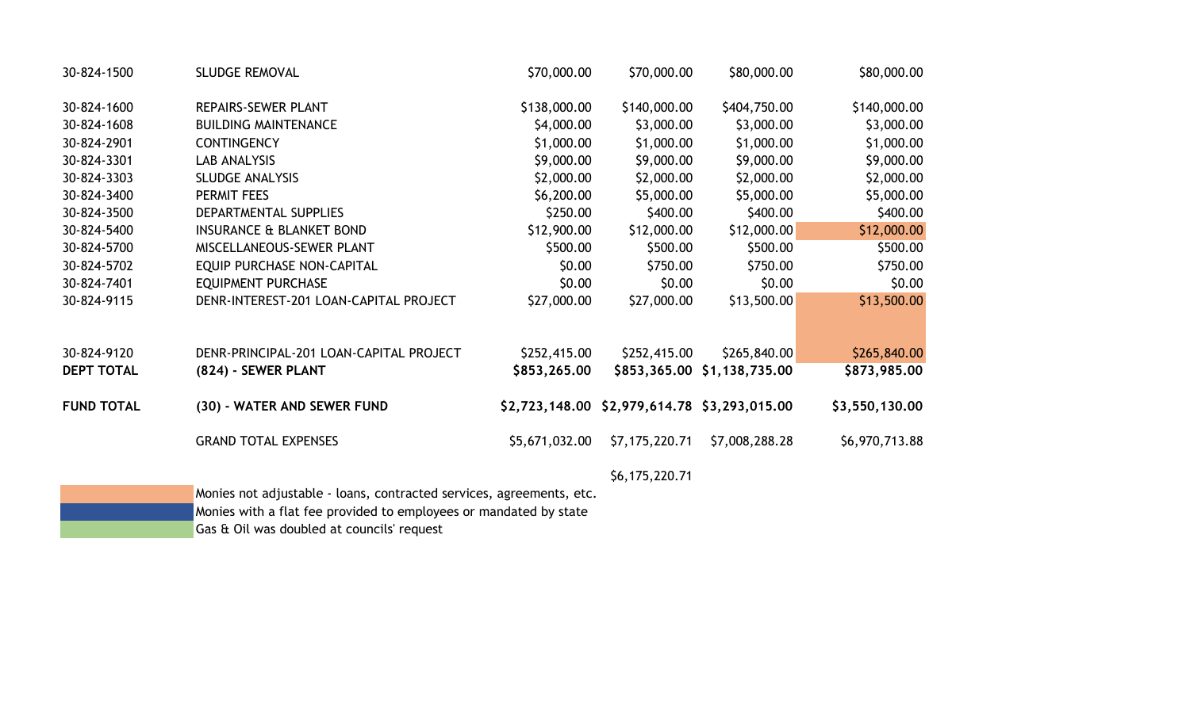| | | | | | |
|---|---|---|---|---|---|
| 30-824-1500 | SLUDGE REMOVAL | $70,000.00 | $70,000.00 | $80,000.00 | $80,000.00 |
| 30-824-1600 | REPAIRS-SEWER PLANT | $138,000.00 | $140,000.00 | $404,750.00 | $140,000.00 |
| 30-824-1608 | BUILDING MAINTENANCE | $4,000.00 | $3,000.00 | $3,000.00 | $3,000.00 |
| 30-824-2901 | CONTINGENCY | $1,000.00 | $1,000.00 | $1,000.00 | $1,000.00 |
| 30-824-3301 | LAB ANALYSIS | $9,000.00 | $9,000.00 | $9,000.00 | $9,000.00 |
| 30-824-3303 | SLUDGE ANALYSIS | $2,000.00 | $2,000.00 | $2,000.00 | $2,000.00 |
| 30-824-3400 | PERMIT FEES | $6,200.00 | $5,000.00 | $5,000.00 | $5,000.00 |
| 30-824-3500 | DEPARTMENTAL SUPPLIES | $250.00 | $400.00 | $400.00 | $400.00 |
| 30-824-5400 | INSURANCE & BLANKET BOND | $12,900.00 | $12,000.00 | $12,000.00 | $12,000.00 |
| 30-824-5700 | MISCELLANEOUS-SEWER PLANT | $500.00 | $500.00 | $500.00 | $500.00 |
| 30-824-5702 | EQUIP PURCHASE NON-CAPITAL | $0.00 | $750.00 | $750.00 | $750.00 |
| 30-824-7401 | EQUIPMENT PURCHASE | $0.00 | $0.00 | $0.00 | $0.00 |
| 30-824-9115 | DENR-INTEREST-201 LOAN-CAPITAL PROJECT | $27,000.00 | $27,000.00 | $13,500.00 | $13,500.00 |
| 30-824-9120 | DENR-PRINCIPAL-201 LOAN-CAPITAL PROJECT | $252,415.00 | $252,415.00 | $265,840.00 | $265,840.00 |
| **DEPT TOTAL** | **(824) - SEWER PLANT** | **$853,265.00** | **$853,365.00** | **$1,138,735.00** | **$873,985.00** |
| **FUND TOTAL** | **(30) - WATER AND SEWER FUND** | **$2,723,148.00** | **$2,979,614.78** | **$3,293,015.00** | **$3,550,130.00** |
| | GRAND TOTAL EXPENSES | $5,671,032.00 | $7,175,220.71 | $7,008,288.28 | $6,970,713.88 |
| | | | $6,175,220.71 | | |

Monies not adjustable - loans, contracted services, agreements, etc.

Monies with a flat fee provided to employees or mandated by state

Gas & Oil was doubled at councils' request